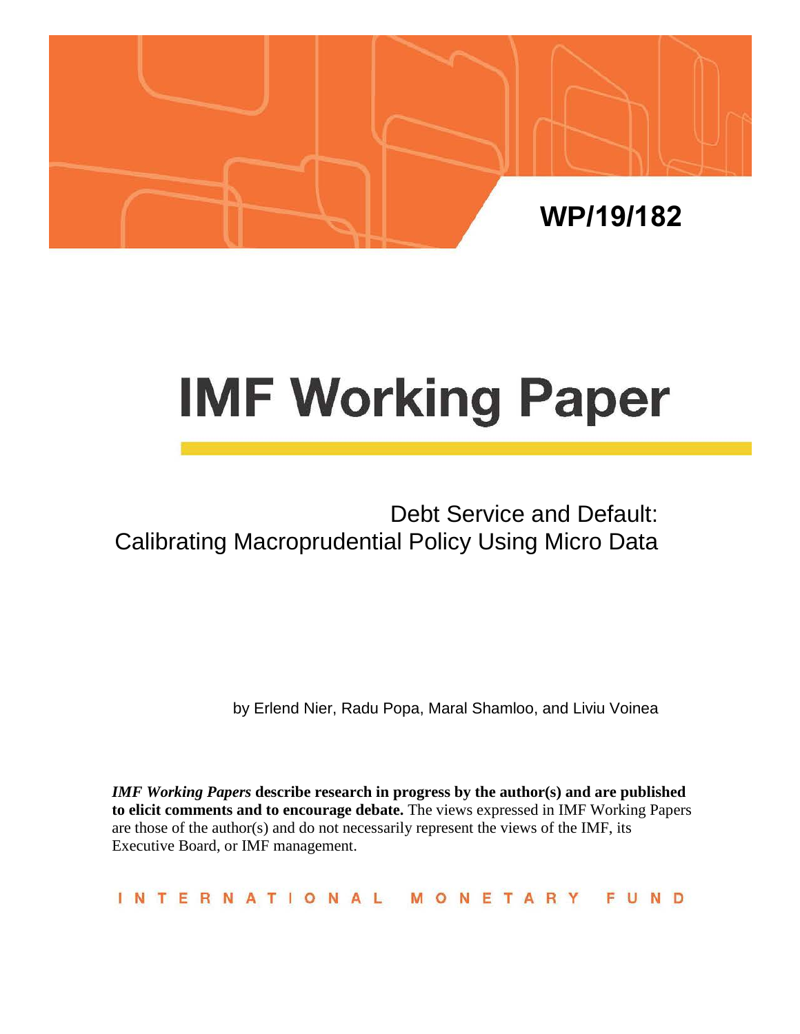WP/19/182

# IMF Working Paper

Debt Service and Default: Calibrating Macroprudential Policy Using Micro Data

by Erlend Nier, Radu Popa, Maral Shamloo, and Liviu Voinea

***IMF Working Papers*** **describe research in progress by the author(s) and are published to elicit comments and to encourage debate.** The views expressed in IMF Working Papers are those of the author(s) and do not necessarily represent the views of the IMF, its Executive Board, or IMF management.

INTERNATIONAL MONETARY FUND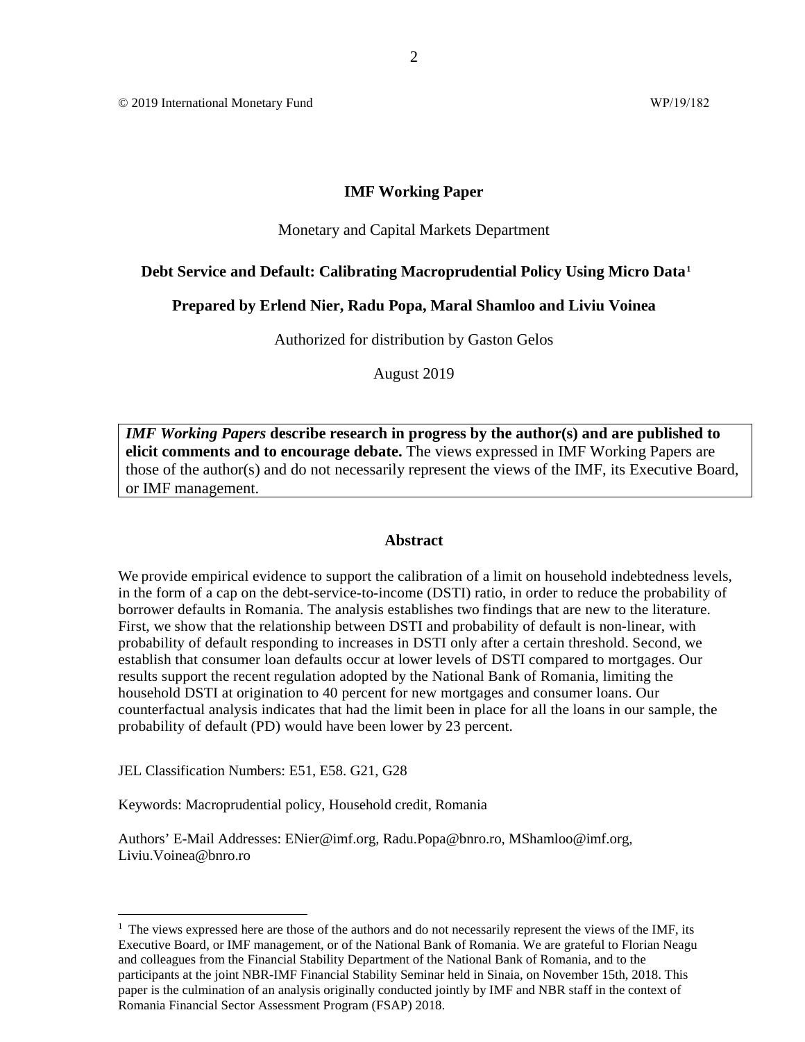© 2019 International Monetary Fund WP/19/182

**IMF Working Paper**

Monetary and Capital Markets Department

**Debt Service and Default: Calibrating Macroprudential Policy Using Micro Data**[1]

**Prepared by Erlend Nier, Radu Popa, Maral Shamloo and Liviu Voinea**

Authorized for distribution by Gaston Gelos

August 2019

***IMF Working Papers* describe research in progress by the author(s) and are published to elicit comments and to encourage debate.** The views expressed in IMF Working Papers are those of the author(s) and do not necessarily represent the views of the IMF, its Executive Board, or IMF management.

## Abstract

We provide empirical evidence to support the calibration of a limit on household indebtedness levels, in the form of a cap on the debt-service-to-income (DSTI) ratio, in order to reduce the probability of borrower defaults in Romania. The analysis establishes two findings that are new to the literature. First, we show that the relationship between DSTI and probability of default is non-linear, with probability of default responding to increases in DSTI only after a certain threshold. Second, we establish that consumer loan defaults occur at lower levels of DSTI compared to mortgages. Our results support the recent regulation adopted by the National Bank of Romania, limiting the household DSTI at origination to 40 percent for new mortgages and consumer loans. Our counterfactual analysis indicates that had the limit been in place for all the loans in our sample, the probability of default (PD) would have been lower by 23 percent.

JEL Classification Numbers: E51, E58. G21, G28

Keywords: Macroprudential policy, Household credit, Romania

Authors' E-Mail Addresses: ENier@imf.org, Radu.Popa@bnro.ro, MShamloo@imf.org, Liviu.Voinea@bnro.ro

[1] The views expressed here are those of the authors and do not necessarily represent the views of the IMF, its Executive Board, or IMF management, or of the National Bank of Romania. We are grateful to Florian Neagu and colleagues from the Financial Stability Department of the National Bank of Romania, and to the participants at the joint NBR-IMF Financial Stability Seminar held in Sinaia, on November 15th, 2018. This paper is the culmination of an analysis originally conducted jointly by IMF and NBR staff in the context of Romania Financial Sector Assessment Program (FSAP) 2018.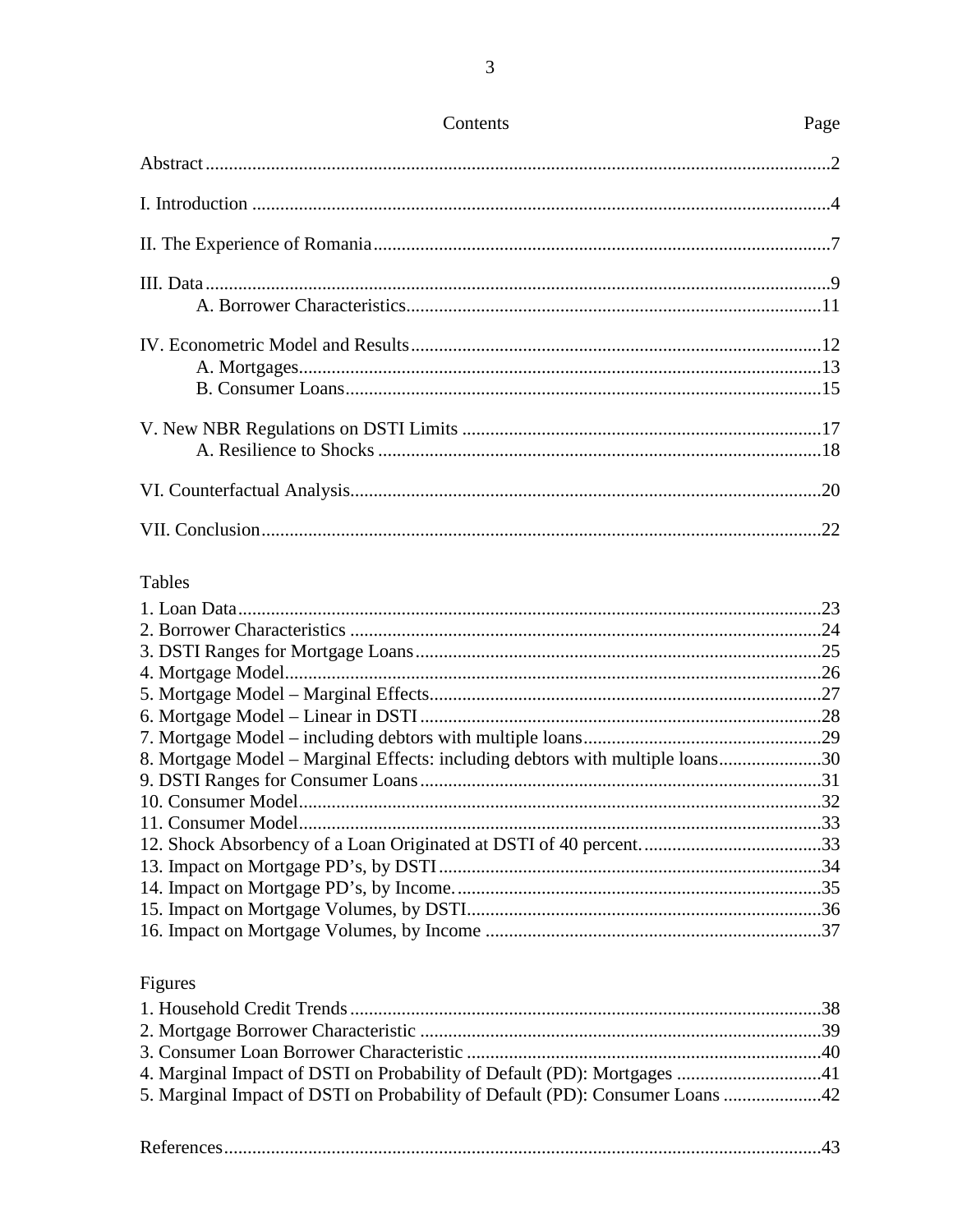## Contents

| Contents | Page |
|---|---|
| Abstract | 2 |
| I. Introduction | 4 |
| II. The Experience of Romania | 7 |
| III. Data | 9 |
| A. Borrower Characteristics | 11 |
| IV. Econometric Model and Results | 12 |
| A. Mortgages | 13 |
| B. Consumer Loans | 15 |
| V. New NBR Regulations on DSTI Limits | 17 |
| A. Resilience to Shocks | 18 |
| VI. Counterfactual Analysis | 20 |
| VII. Conclusion | 22 |

### Tables

| | |
|---|---|
| 1. Loan Data | 23 |
| 2. Borrower Characteristics | 24 |
| 3. DSTI Ranges for Mortgage Loans | 25 |
| 4. Mortgage Model | 26 |
| 5. Mortgage Model – Marginal Effects | 27 |
| 6. Mortgage Model – Linear in DSTI | 28 |
| 7. Mortgage Model – including debtors with multiple loans | 29 |
| 8. Mortgage Model – Marginal Effects: including debtors with multiple loans | 30 |
| 9. DSTI Ranges for Consumer Loans | 31 |
| 10. Consumer Model | 32 |
| 11. Consumer Model | 33 |
| 12. Shock Absorbency of a Loan Originated at DSTI of 40 percent. | 33 |
| 13. Impact on Mortgage PD's, by DSTI | 34 |
| 14. Impact on Mortgage PD's, by Income. | 35 |
| 15. Impact on Mortgage Volumes, by DSTI | 36 |
| 16. Impact on Mortgage Volumes, by Income | 37 |

### Figures

| | |
|---|---|
| 1. Household Credit Trends | 38 |
| 2. Mortgage Borrower Characteristic | 39 |
| 3. Consumer Loan Borrower Characteristic | 40 |
| 4. Marginal Impact of DSTI on Probability of Default (PD): Mortgages | 41 |
| 5. Marginal Impact of DSTI on Probability of Default (PD): Consumer Loans | 42 |

| | |
|---|---|
| References | 43 |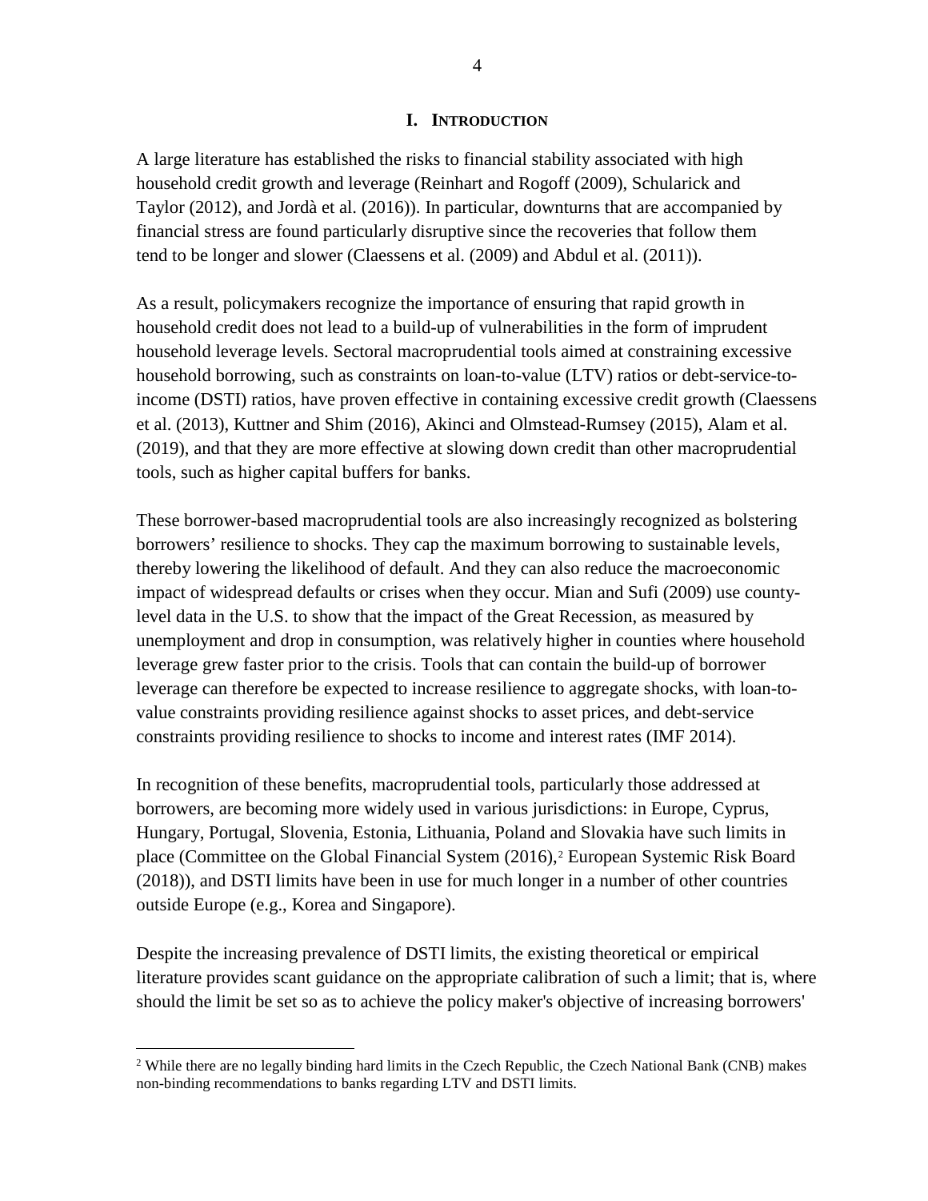# I. INTRODUCTION

A large literature has established the risks to financial stability associated with high household credit growth and leverage (Reinhart and Rogoff (2009), Schularick and Taylor (2012), and Jordà et al. (2016)). In particular, downturns that are accompanied by financial stress are found particularly disruptive since the recoveries that follow them tend to be longer and slower (Claessens et al. (2009) and Abdul et al. (2011)).

As a result, policymakers recognize the importance of ensuring that rapid growth in household credit does not lead to a build-up of vulnerabilities in the form of imprudent household leverage levels. Sectoral macroprudential tools aimed at constraining excessive household borrowing, such as constraints on loan-to-value (LTV) ratios or debt-service-to-income (DSTI) ratios, have proven effective in containing excessive credit growth (Claessens et al. (2013), Kuttner and Shim (2016), Akinci and Olmstead-Rumsey (2015), Alam et al. (2019), and that they are more effective at slowing down credit than other macroprudential tools, such as higher capital buffers for banks.

These borrower-based macroprudential tools are also increasingly recognized as bolstering borrowers' resilience to shocks. They cap the maximum borrowing to sustainable levels, thereby lowering the likelihood of default. And they can also reduce the macroeconomic impact of widespread defaults or crises when they occur. Mian and Sufi (2009) use county-level data in the U.S. to show that the impact of the Great Recession, as measured by unemployment and drop in consumption, was relatively higher in counties where household leverage grew faster prior to the crisis. Tools that can contain the build-up of borrower leverage can therefore be expected to increase resilience to aggregate shocks, with loan-to-value constraints providing resilience against shocks to asset prices, and debt-service constraints providing resilience to shocks to income and interest rates (IMF 2014).

In recognition of these benefits, macroprudential tools, particularly those addressed at borrowers, are becoming more widely used in various jurisdictions: in Europe, Cyprus, Hungary, Portugal, Slovenia, Estonia, Lithuania, Poland and Slovakia have such limits in place (Committee on the Global Financial System (2016),[2] European Systemic Risk Board (2018)), and DSTI limits have been in use for much longer in a number of other countries outside Europe (e.g., Korea and Singapore).

Despite the increasing prevalence of DSTI limits, the existing theoretical or empirical literature provides scant guidance on the appropriate calibration of such a limit; that is, where should the limit be set so as to achieve the policy maker's objective of increasing borrowers'

[2] While there are no legally binding hard limits in the Czech Republic, the Czech National Bank (CNB) makes non-binding recommendations to banks regarding LTV and DSTI limits.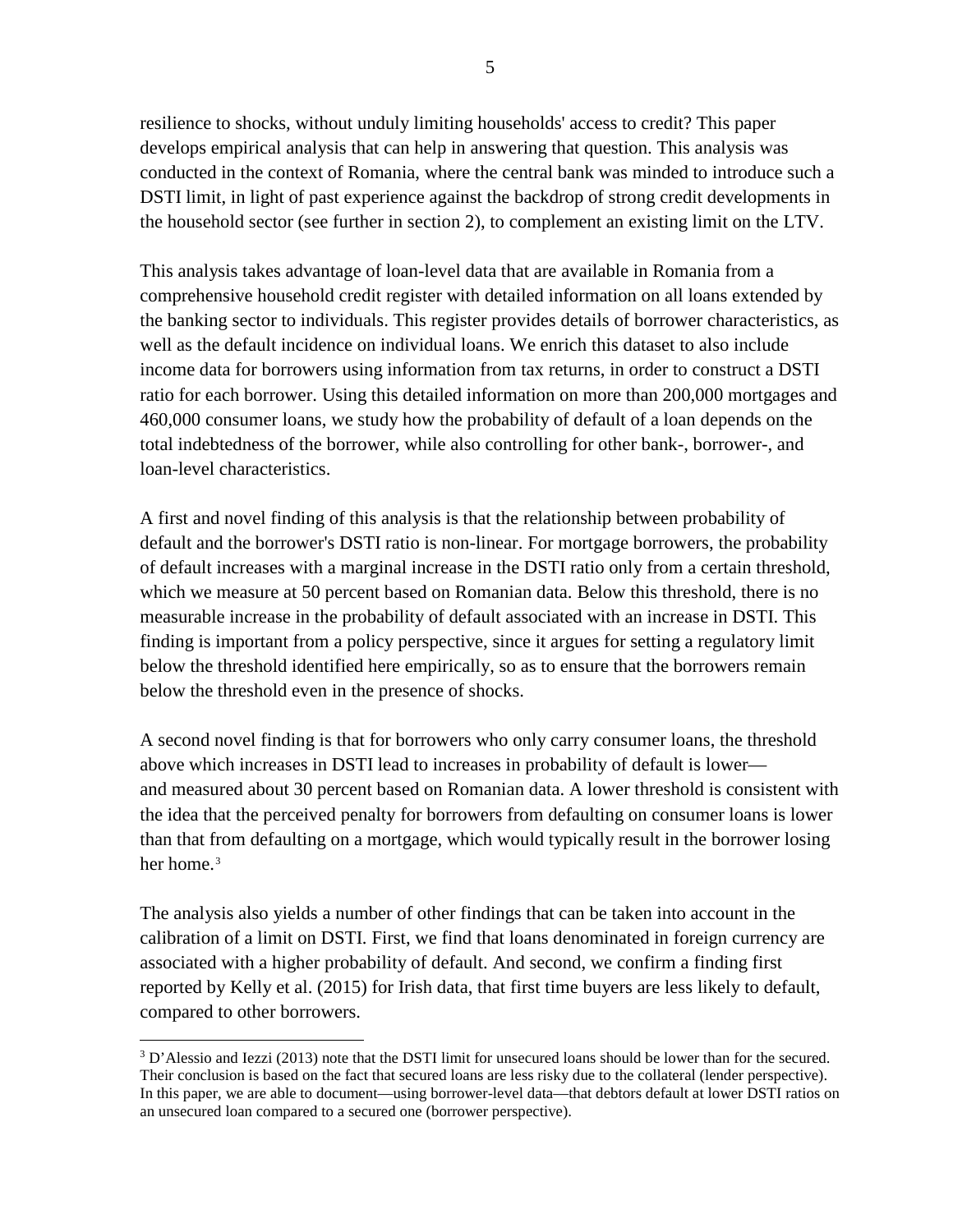resilience to shocks, without unduly limiting households' access to credit? This paper develops empirical analysis that can help in answering that question. This analysis was conducted in the context of Romania, where the central bank was minded to introduce such a DSTI limit, in light of past experience against the backdrop of strong credit developments in the household sector (see further in section 2), to complement an existing limit on the LTV.

This analysis takes advantage of loan-level data that are available in Romania from a comprehensive household credit register with detailed information on all loans extended by the banking sector to individuals. This register provides details of borrower characteristics, as well as the default incidence on individual loans. We enrich this dataset to also include income data for borrowers using information from tax returns, in order to construct a DSTI ratio for each borrower. Using this detailed information on more than 200,000 mortgages and 460,000 consumer loans, we study how the probability of default of a loan depends on the total indebtedness of the borrower, while also controlling for other bank-, borrower-, and loan-level characteristics.

A first and novel finding of this analysis is that the relationship between probability of default and the borrower's DSTI ratio is non-linear. For mortgage borrowers, the probability of default increases with a marginal increase in the DSTI ratio only from a certain threshold, which we measure at 50 percent based on Romanian data. Below this threshold, there is no measurable increase in the probability of default associated with an increase in DSTI. This finding is important from a policy perspective, since it argues for setting a regulatory limit below the threshold identified here empirically, so as to ensure that the borrowers remain below the threshold even in the presence of shocks.

A second novel finding is that for borrowers who only carry consumer loans, the threshold above which increases in DSTI lead to increases in probability of default is lower—and measured about 30 percent based on Romanian data. A lower threshold is consistent with the idea that the perceived penalty for borrowers from defaulting on consumer loans is lower than that from defaulting on a mortgage, which would typically result in the borrower losing her home.[3]

The analysis also yields a number of other findings that can be taken into account in the calibration of a limit on DSTI. First, we find that loans denominated in foreign currency are associated with a higher probability of default. And second, we confirm a finding first reported by Kelly et al. (2015) for Irish data, that first time buyers are less likely to default, compared to other borrowers.

[3] D'Alessio and Iezzi (2013) note that the DSTI limit for unsecured loans should be lower than for the secured. Their conclusion is based on the fact that secured loans are less risky due to the collateral (lender perspective). In this paper, we are able to document—using borrower-level data—that debtors default at lower DSTI ratios on an unsecured loan compared to a secured one (borrower perspective).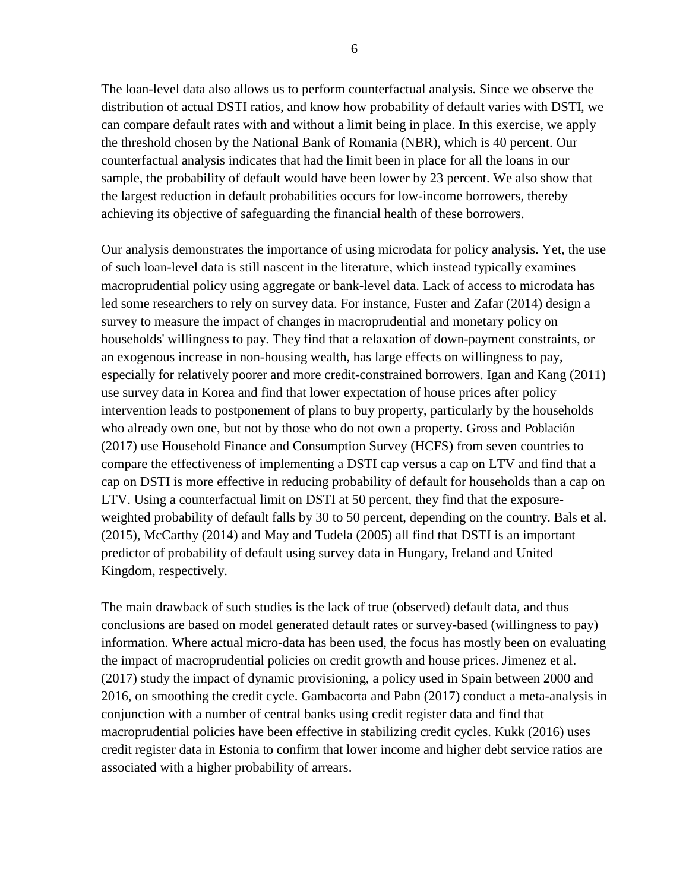The loan-level data also allows us to perform counterfactual analysis. Since we observe the distribution of actual DSTI ratios, and know how probability of default varies with DSTI, we can compare default rates with and without a limit being in place. In this exercise, we apply the threshold chosen by the National Bank of Romania (NBR), which is 40 percent. Our counterfactual analysis indicates that had the limit been in place for all the loans in our sample, the probability of default would have been lower by 23 percent. We also show that the largest reduction in default probabilities occurs for low-income borrowers, thereby achieving its objective of safeguarding the financial health of these borrowers.

Our analysis demonstrates the importance of using microdata for policy analysis. Yet, the use of such loan-level data is still nascent in the literature, which instead typically examines macroprudential policy using aggregate or bank-level data. Lack of access to microdata has led some researchers to rely on survey data. For instance, Fuster and Zafar (2014) design a survey to measure the impact of changes in macroprudential and monetary policy on households' willingness to pay. They find that a relaxation of down-payment constraints, or an exogenous increase in non-housing wealth, has large effects on willingness to pay, especially for relatively poorer and more credit-constrained borrowers. Igan and Kang (2011) use survey data in Korea and find that lower expectation of house prices after policy intervention leads to postponement of plans to buy property, particularly by the households who already own one, but not by those who do not own a property. Gross and Población (2017) use Household Finance and Consumption Survey (HCFS) from seven countries to compare the effectiveness of implementing a DSTI cap versus a cap on LTV and find that a cap on DSTI is more effective in reducing probability of default for households than a cap on LTV. Using a counterfactual limit on DSTI at 50 percent, they find that the exposure-weighted probability of default falls by 30 to 50 percent, depending on the country. Bals et al. (2015), McCarthy (2014) and May and Tudela (2005) all find that DSTI is an important predictor of probability of default using survey data in Hungary, Ireland and United Kingdom, respectively.

The main drawback of such studies is the lack of true (observed) default data, and thus conclusions are based on model generated default rates or survey-based (willingness to pay) information. Where actual micro-data has been used, the focus has mostly been on evaluating the impact of macroprudential policies on credit growth and house prices. Jimenez et al. (2017) study the impact of dynamic provisioning, a policy used in Spain between 2000 and 2016, on smoothing the credit cycle. Gambacorta and Pabn (2017) conduct a meta-analysis in conjunction with a number of central banks using credit register data and find that macroprudential policies have been effective in stabilizing credit cycles. Kukk (2016) uses credit register data in Estonia to confirm that lower income and higher debt service ratios are associated with a higher probability of arrears.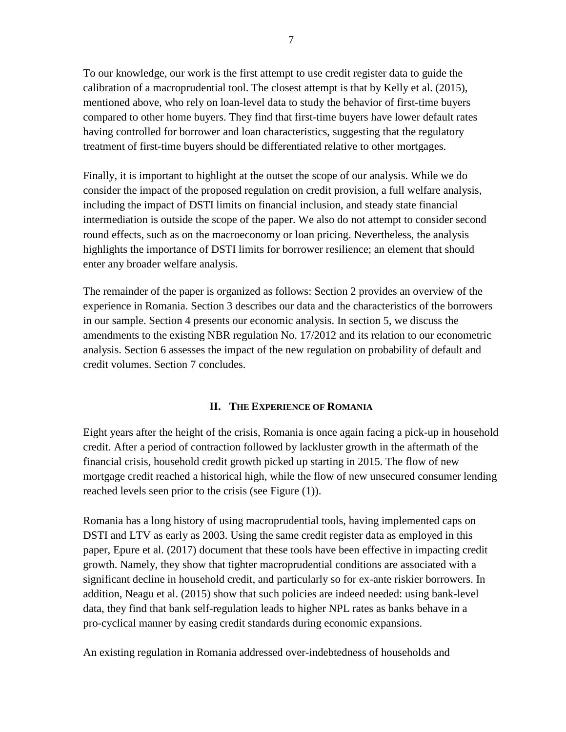To our knowledge, our work is the first attempt to use credit register data to guide the calibration of a macroprudential tool. The closest attempt is that by Kelly et al. (2015), mentioned above, who rely on loan-level data to study the behavior of first-time buyers compared to other home buyers. They find that first-time buyers have lower default rates having controlled for borrower and loan characteristics, suggesting that the regulatory treatment of first-time buyers should be differentiated relative to other mortgages.

Finally, it is important to highlight at the outset the scope of our analysis. While we do consider the impact of the proposed regulation on credit provision, a full welfare analysis, including the impact of DSTI limits on financial inclusion, and steady state financial intermediation is outside the scope of the paper. We also do not attempt to consider second round effects, such as on the macroeconomy or loan pricing. Nevertheless, the analysis highlights the importance of DSTI limits for borrower resilience; an element that should enter any broader welfare analysis.

The remainder of the paper is organized as follows: Section 2 provides an overview of the experience in Romania. Section 3 describes our data and the characteristics of the borrowers in our sample. Section 4 presents our economic analysis. In section 5, we discuss the amendments to the existing NBR regulation No. 17/2012 and its relation to our econometric analysis. Section 6 assesses the impact of the new regulation on probability of default and credit volumes. Section 7 concludes.

## II. The Experience of Romania

Eight years after the height of the crisis, Romania is once again facing a pick-up in household credit. After a period of contraction followed by lackluster growth in the aftermath of the financial crisis, household credit growth picked up starting in 2015. The flow of new mortgage credit reached a historical high, while the flow of new unsecured consumer lending reached levels seen prior to the crisis (see Figure (1)).

Romania has a long history of using macroprudential tools, having implemented caps on DSTI and LTV as early as 2003. Using the same credit register data as employed in this paper, Epure et al. (2017) document that these tools have been effective in impacting credit growth. Namely, they show that tighter macroprudential conditions are associated with a significant decline in household credit, and particularly so for ex-ante riskier borrowers. In addition, Neagu et al. (2015) show that such policies are indeed needed: using bank-level data, they find that bank self-regulation leads to higher NPL rates as banks behave in a pro-cyclical manner by easing credit standards during economic expansions.

An existing regulation in Romania addressed over-indebtedness of households and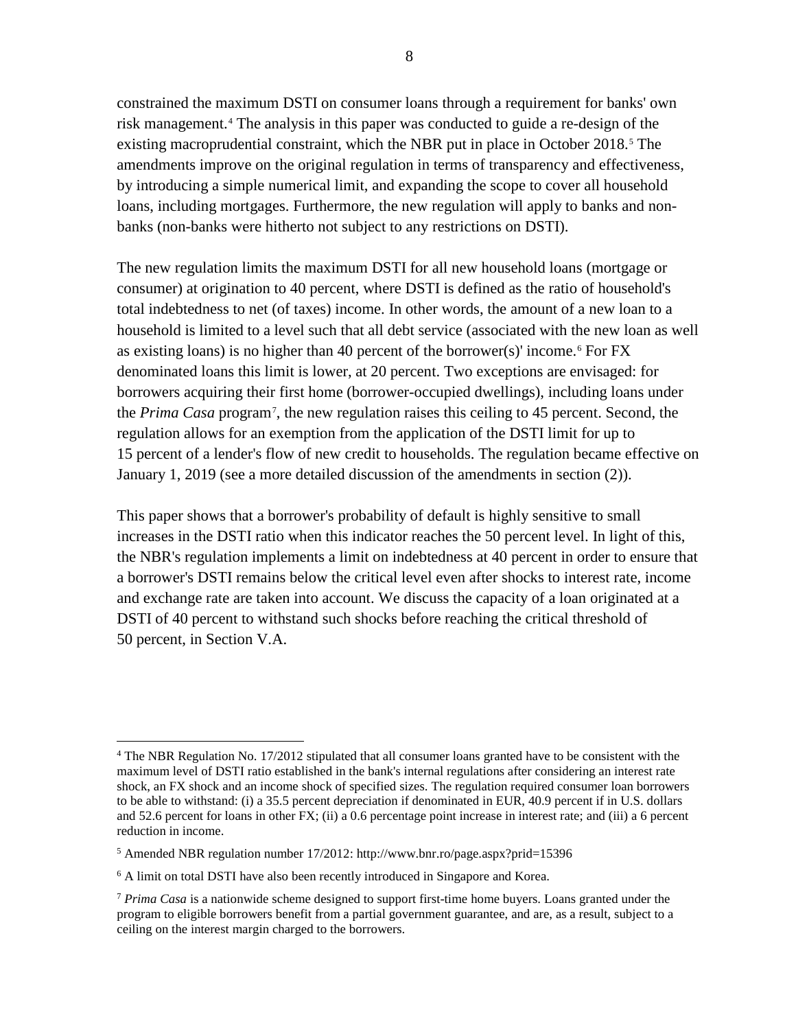constrained the maximum DSTI on consumer loans through a requirement for banks' own risk management.[4] The analysis in this paper was conducted to guide a re-design of the existing macroprudential constraint, which the NBR put in place in October 2018.[5] The amendments improve on the original regulation in terms of transparency and effectiveness, by introducing a simple numerical limit, and expanding the scope to cover all household loans, including mortgages. Furthermore, the new regulation will apply to banks and non-banks (non-banks were hitherto not subject to any restrictions on DSTI).

The new regulation limits the maximum DSTI for all new household loans (mortgage or consumer) at origination to 40 percent, where DSTI is defined as the ratio of household's total indebtedness to net (of taxes) income. In other words, the amount of a new loan to a household is limited to a level such that all debt service (associated with the new loan as well as existing loans) is no higher than 40 percent of the borrower(s)' income.[6] For FX denominated loans this limit is lower, at 20 percent. Two exceptions are envisaged: for borrowers acquiring their first home (borrower-occupied dwellings), including loans under the *Prima Casa* program[7], the new regulation raises this ceiling to 45 percent. Second, the regulation allows for an exemption from the application of the DSTI limit for up to 15 percent of a lender's flow of new credit to households. The regulation became effective on January 1, 2019 (see a more detailed discussion of the amendments in section (2)).

This paper shows that a borrower's probability of default is highly sensitive to small increases in the DSTI ratio when this indicator reaches the 50 percent level. In light of this, the NBR's regulation implements a limit on indebtedness at 40 percent in order to ensure that a borrower's DSTI remains below the critical level even after shocks to interest rate, income and exchange rate are taken into account. We discuss the capacity of a loan originated at a DSTI of 40 percent to withstand such shocks before reaching the critical threshold of 50 percent, in Section V.A.

---

[4] The NBR Regulation No. 17/2012 stipulated that all consumer loans granted have to be consistent with the maximum level of DSTI ratio established in the bank's internal regulations after considering an interest rate shock, an FX shock and an income shock of specified sizes. The regulation required consumer loan borrowers to be able to withstand: (i) a 35.5 percent depreciation if denominated in EUR, 40.9 percent if in U.S. dollars and 52.6 percent for loans in other FX; (ii) a 0.6 percentage point increase in interest rate; and (iii) a 6 percent reduction in income.

[5] Amended NBR regulation number 17/2012: http://www.bnr.ro/page.aspx?prid=15396

[6] A limit on total DSTI have also been recently introduced in Singapore and Korea.

[7] *Prima Casa* is a nationwide scheme designed to support first-time home buyers. Loans granted under the program to eligible borrowers benefit from a partial government guarantee, and are, as a result, subject to a ceiling on the interest margin charged to the borrowers.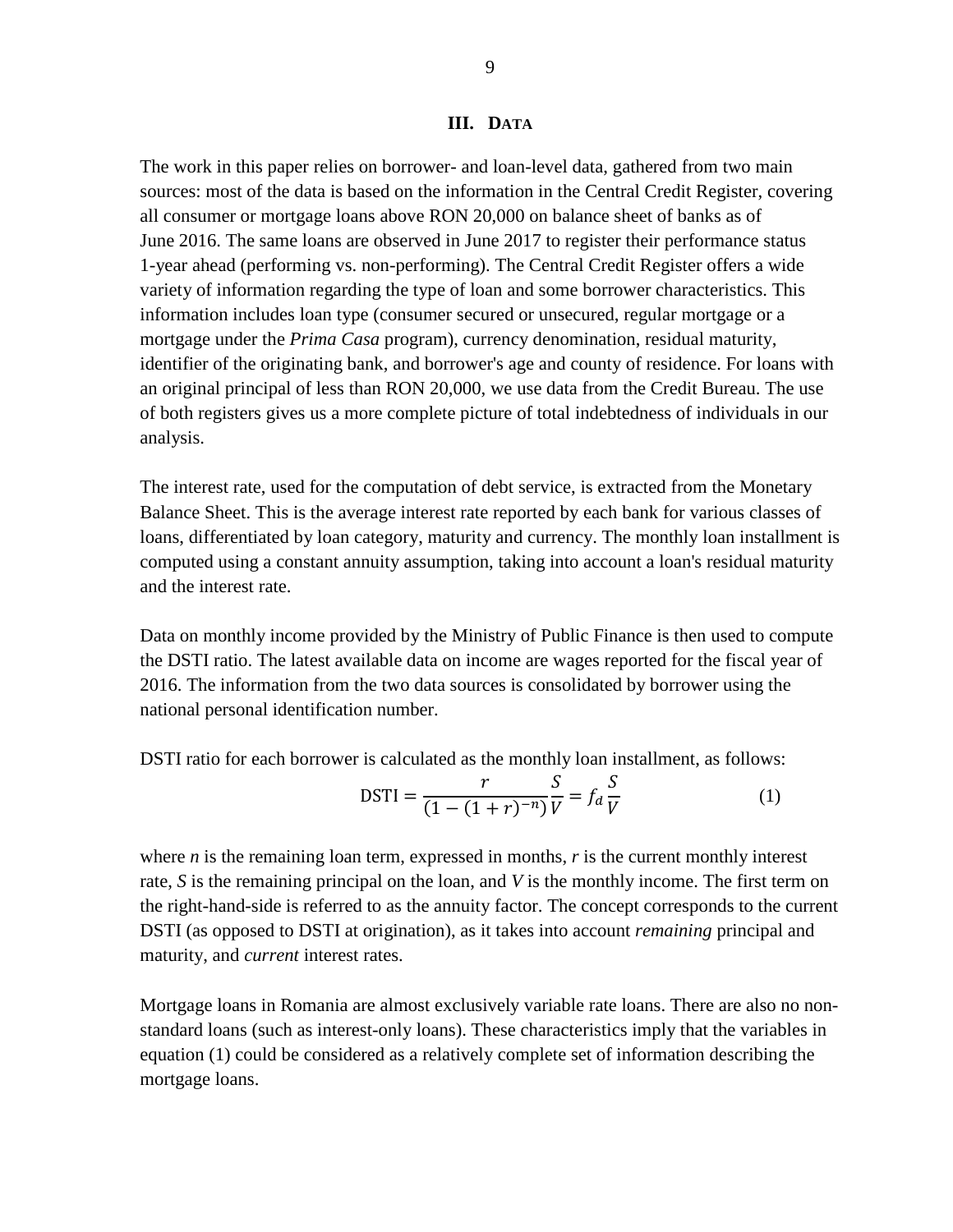## III. DATA

The work in this paper relies on borrower- and loan-level data, gathered from two main sources: most of the data is based on the information in the Central Credit Register, covering all consumer or mortgage loans above RON 20,000 on balance sheet of banks as of June 2016. The same loans are observed in June 2017 to register their performance status 1-year ahead (performing vs. non-performing). The Central Credit Register offers a wide variety of information regarding the type of loan and some borrower characteristics. This information includes loan type (consumer secured or unsecured, regular mortgage or a mortgage under the *Prima Casa* program), currency denomination, residual maturity, identifier of the originating bank, and borrower's age and county of residence. For loans with an original principal of less than RON 20,000, we use data from the Credit Bureau. The use of both registers gives us a more complete picture of total indebtedness of individuals in our analysis.

The interest rate, used for the computation of debt service, is extracted from the Monetary Balance Sheet. This is the average interest rate reported by each bank for various classes of loans, differentiated by loan category, maturity and currency. The monthly loan installment is computed using a constant annuity assumption, taking into account a loan's residual maturity and the interest rate.

Data on monthly income provided by the Ministry of Public Finance is then used to compute the DSTI ratio. The latest available data on income are wages reported for the fiscal year of 2016. The information from the two data sources is consolidated by borrower using the national personal identification number.

DSTI ratio for each borrower is calculated as the monthly loan installment, as follows:

$$\text{DSTI} = \frac{r}{(1-(1+r)^{-n})}\frac{S}{V} = f_a\frac{S}{V} \tag{1}$$

where $n$ is the remaining loan term, expressed in months, $r$ is the current monthly interest rate, $S$ is the remaining principal on the loan, and $V$ is the monthly income. The first term on the right-hand-side is referred to as the annuity factor. The concept corresponds to the current DSTI (as opposed to DSTI at origination), as it takes into account *remaining* principal and maturity, and *current* interest rates.

Mortgage loans in Romania are almost exclusively variable rate loans. There are also no non-standard loans (such as interest-only loans). These characteristics imply that the variables in equation (1) could be considered as a relatively complete set of information describing the mortgage loans.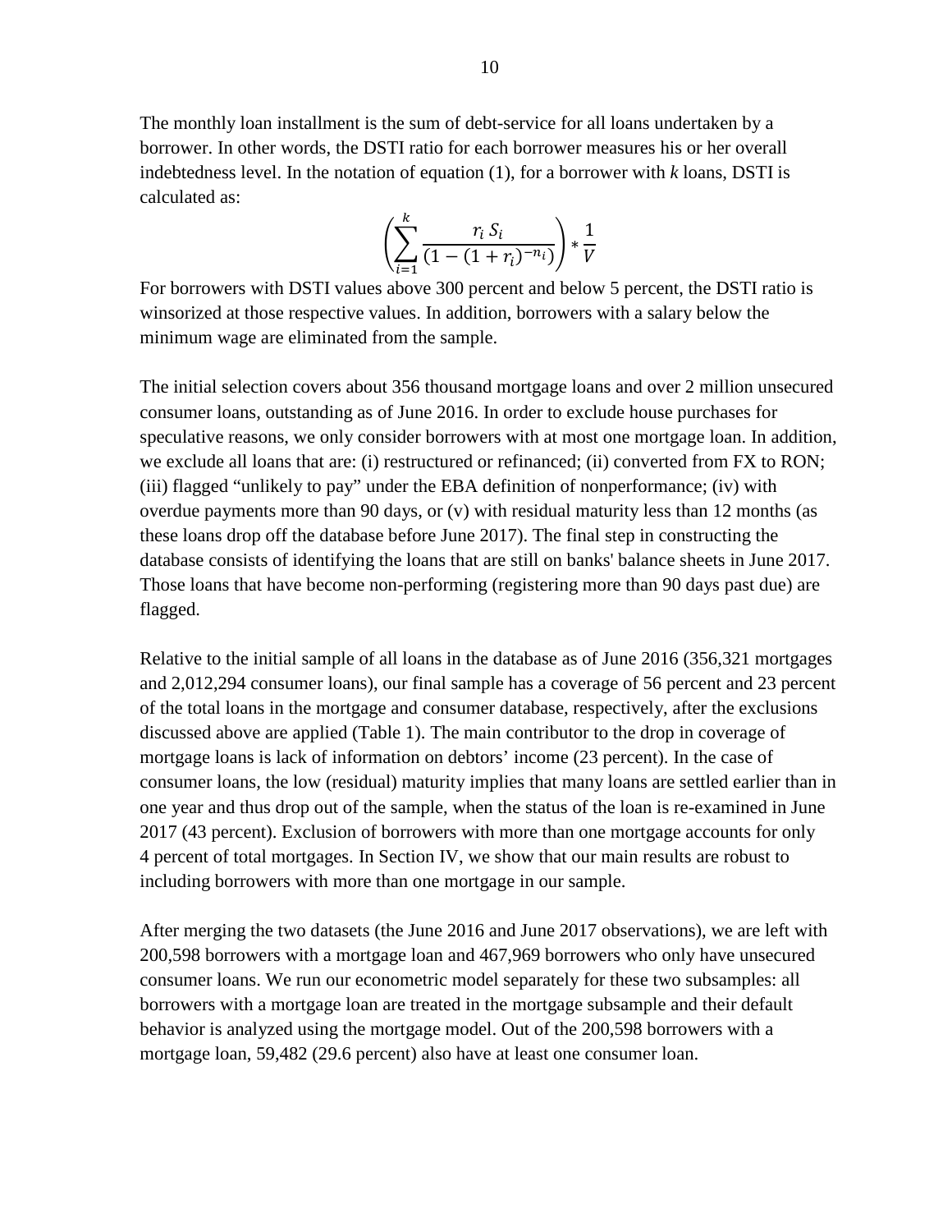The monthly loan installment is the sum of debt-service for all loans undertaken by a borrower. In other words, the DSTI ratio for each borrower measures his or her overall indebtedness level. In the notation of equation (1), for a borrower with *k* loans, DSTI is calculated as:

$$\left(\sum_{i=1}^{k} \frac{r_i\, S_i}{(1-(1+r_i)^{-n_i})}\right) * \frac{1}{V}$$

For borrowers with DSTI values above 300 percent and below 5 percent, the DSTI ratio is winsorized at those respective values. In addition, borrowers with a salary below the minimum wage are eliminated from the sample.

The initial selection covers about 356 thousand mortgage loans and over 2 million unsecured consumer loans, outstanding as of June 2016. In order to exclude house purchases for speculative reasons, we only consider borrowers with at most one mortgage loan. In addition, we exclude all loans that are: (i) restructured or refinanced; (ii) converted from FX to RON; (iii) flagged "unlikely to pay" under the EBA definition of nonperformance; (iv) with overdue payments more than 90 days, or (v) with residual maturity less than 12 months (as these loans drop off the database before June 2017). The final step in constructing the database consists of identifying the loans that are still on banks' balance sheets in June 2017. Those loans that have become non-performing (registering more than 90 days past due) are flagged.

Relative to the initial sample of all loans in the database as of June 2016 (356,321 mortgages and 2,012,294 consumer loans), our final sample has a coverage of 56 percent and 23 percent of the total loans in the mortgage and consumer database, respectively, after the exclusions discussed above are applied (Table 1). The main contributor to the drop in coverage of mortgage loans is lack of information on debtors' income (23 percent). In the case of consumer loans, the low (residual) maturity implies that many loans are settled earlier than in one year and thus drop out of the sample, when the status of the loan is re-examined in June 2017 (43 percent). Exclusion of borrowers with more than one mortgage accounts for only 4 percent of total mortgages. In Section IV, we show that our main results are robust to including borrowers with more than one mortgage in our sample.

After merging the two datasets (the June 2016 and June 2017 observations), we are left with 200,598 borrowers with a mortgage loan and 467,969 borrowers who only have unsecured consumer loans. We run our econometric model separately for these two subsamples: all borrowers with a mortgage loan are treated in the mortgage subsample and their default behavior is analyzed using the mortgage model. Out of the 200,598 borrowers with a mortgage loan, 59,482 (29.6 percent) also have at least one consumer loan.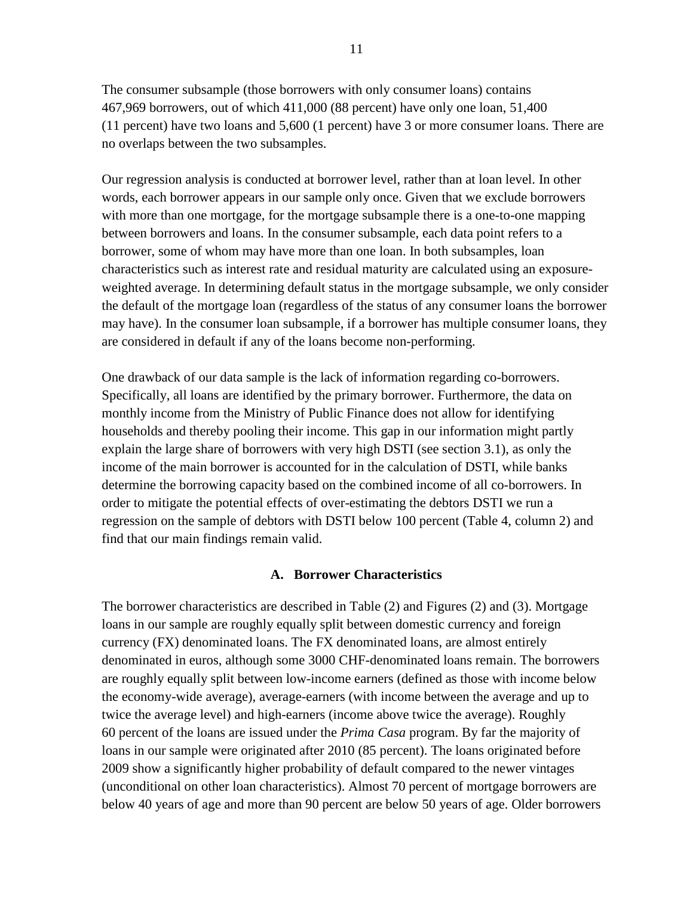The consumer subsample (those borrowers with only consumer loans) contains 467,969 borrowers, out of which 411,000 (88 percent) have only one loan, 51,400 (11 percent) have two loans and 5,600 (1 percent) have 3 or more consumer loans. There are no overlaps between the two subsamples.

Our regression analysis is conducted at borrower level, rather than at loan level. In other words, each borrower appears in our sample only once. Given that we exclude borrowers with more than one mortgage, for the mortgage subsample there is a one-to-one mapping between borrowers and loans. In the consumer subsample, each data point refers to a borrower, some of whom may have more than one loan. In both subsamples, loan characteristics such as interest rate and residual maturity are calculated using an exposure-weighted average. In determining default status in the mortgage subsample, we only consider the default of the mortgage loan (regardless of the status of any consumer loans the borrower may have). In the consumer loan subsample, if a borrower has multiple consumer loans, they are considered in default if any of the loans become non-performing.

One drawback of our data sample is the lack of information regarding co-borrowers. Specifically, all loans are identified by the primary borrower. Furthermore, the data on monthly income from the Ministry of Public Finance does not allow for identifying households and thereby pooling their income. This gap in our information might partly explain the large share of borrowers with very high DSTI (see section 3.1), as only the income of the main borrower is accounted for in the calculation of DSTI, while banks determine the borrowing capacity based on the combined income of all co-borrowers. In order to mitigate the potential effects of over-estimating the debtors DSTI we run a regression on the sample of debtors with DSTI below 100 percent (Table 4, column 2) and find that our main findings remain valid.

### A. Borrower Characteristics

The borrower characteristics are described in Table (2) and Figures (2) and (3). Mortgage loans in our sample are roughly equally split between domestic currency and foreign currency (FX) denominated loans. The FX denominated loans, are almost entirely denominated in euros, although some 3000 CHF-denominated loans remain. The borrowers are roughly equally split between low-income earners (defined as those with income below the economy-wide average), average-earners (with income between the average and up to twice the average level) and high-earners (income above twice the average). Roughly 60 percent of the loans are issued under the *Prima Casa* program. By far the majority of loans in our sample were originated after 2010 (85 percent). The loans originated before 2009 show a significantly higher probability of default compared to the newer vintages (unconditional on other loan characteristics). Almost 70 percent of mortgage borrowers are below 40 years of age and more than 90 percent are below 50 years of age. Older borrowers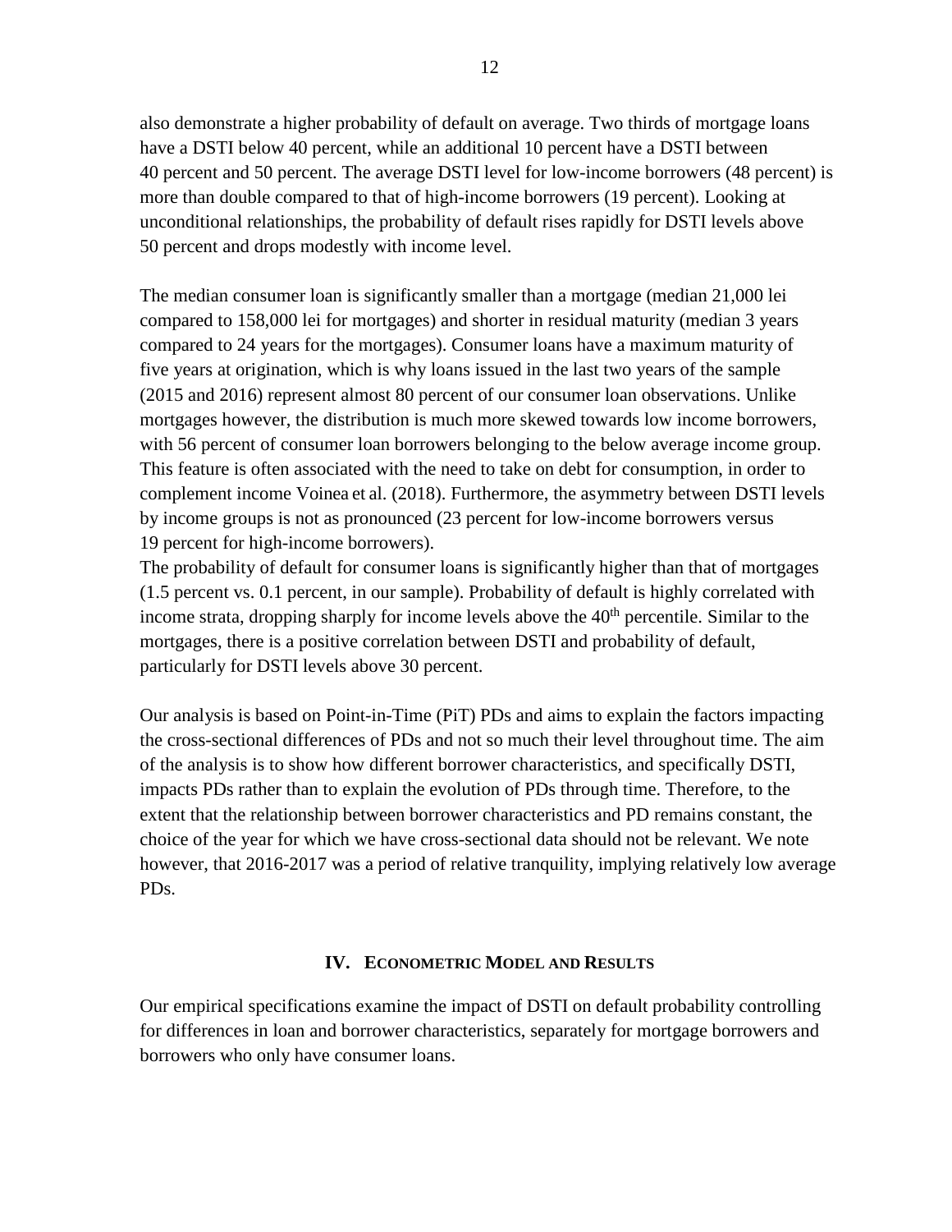also demonstrate a higher probability of default on average. Two thirds of mortgage loans have a DSTI below 40 percent, while an additional 10 percent have a DSTI between 40 percent and 50 percent. The average DSTI level for low-income borrowers (48 percent) is more than double compared to that of high-income borrowers (19 percent). Looking at unconditional relationships, the probability of default rises rapidly for DSTI levels above 50 percent and drops modestly with income level.

The median consumer loan is significantly smaller than a mortgage (median 21,000 lei compared to 158,000 lei for mortgages) and shorter in residual maturity (median 3 years compared to 24 years for the mortgages). Consumer loans have a maximum maturity of five years at origination, which is why loans issued in the last two years of the sample (2015 and 2016) represent almost 80 percent of our consumer loan observations. Unlike mortgages however, the distribution is much more skewed towards low income borrowers, with 56 percent of consumer loan borrowers belonging to the below average income group. This feature is often associated with the need to take on debt for consumption, in order to complement income Voinea et al. (2018). Furthermore, the asymmetry between DSTI levels by income groups is not as pronounced (23 percent for low-income borrowers versus 19 percent for high-income borrowers).

The probability of default for consumer loans is significantly higher than that of mortgages (1.5 percent vs. 0.1 percent, in our sample). Probability of default is highly correlated with income strata, dropping sharply for income levels above the 40th percentile. Similar to the mortgages, there is a positive correlation between DSTI and probability of default, particularly for DSTI levels above 30 percent.

Our analysis is based on Point-in-Time (PiT) PDs and aims to explain the factors impacting the cross-sectional differences of PDs and not so much their level throughout time. The aim of the analysis is to show how different borrower characteristics, and specifically DSTI, impacts PDs rather than to explain the evolution of PDs through time. Therefore, to the extent that the relationship between borrower characteristics and PD remains constant, the choice of the year for which we have cross-sectional data should not be relevant. We note however, that 2016-2017 was a period of relative tranquility, implying relatively low average PDs.

## IV. Econometric Model and Results

Our empirical specifications examine the impact of DSTI on default probability controlling for differences in loan and borrower characteristics, separately for mortgage borrowers and borrowers who only have consumer loans.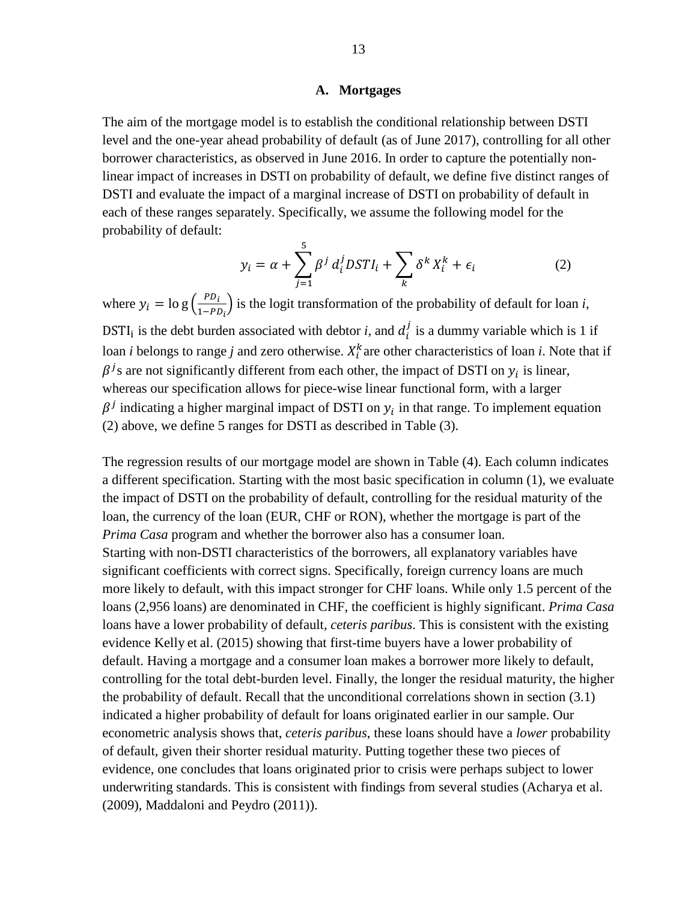### A. Mortgages

The aim of the mortgage model is to establish the conditional relationship between DSTI level and the one-year ahead probability of default (as of June 2017), controlling for all other borrower characteristics, as observed in June 2016. In order to capture the potentially non-linear impact of increases in DSTI on probability of default, we define five distinct ranges of DSTI and evaluate the impact of a marginal increase of DSTI on probability of default in each of these ranges separately. Specifically, we assume the following model for the probability of default:

$$y_i = \alpha + \sum_{j=1}^{5} \beta^j \, d_i^j DSTI_i + \sum_k \delta^k X_i^k + \epsilon_i \tag{2}$$

where $y_i = \log\left(\frac{PD_i}{1-PD_i}\right)$ is the logit transformation of the probability of default for loan *i*, $\text{DSTI}_i$ is the debt burden associated with debtor *i*, and $d_i^j$ is a dummy variable which is 1 if loan *i* belongs to range *j* and zero otherwise. $X_i^k$ are other characteristics of loan *i*. Note that if $\beta^j$s are not significantly different from each other, the impact of DSTI on $y_i$ is linear, whereas our specification allows for piece-wise linear functional form, with a larger $\beta^j$ indicating a higher marginal impact of DSTI on $y_i$ in that range. To implement equation (2) above, we define 5 ranges for DSTI as described in Table (3).

The regression results of our mortgage model are shown in Table (4). Each column indicates a different specification. Starting with the most basic specification in column (1), we evaluate the impact of DSTI on the probability of default, controlling for the residual maturity of the loan, the currency of the loan (EUR, CHF or RON), whether the mortgage is part of the *Prima Casa* program and whether the borrower also has a consumer loan.
Starting with non-DSTI characteristics of the borrowers, all explanatory variables have significant coefficients with correct signs. Specifically, foreign currency loans are much more likely to default, with this impact stronger for CHF loans. While only 1.5 percent of the loans (2,956 loans) are denominated in CHF, the coefficient is highly significant. *Prima Casa* loans have a lower probability of default, *ceteris paribus*. This is consistent with the existing evidence Kelly et al. (2015) showing that first-time buyers have a lower probability of default. Having a mortgage and a consumer loan makes a borrower more likely to default, controlling for the total debt-burden level. Finally, the longer the residual maturity, the higher the probability of default. Recall that the unconditional correlations shown in section (3.1) indicated a higher probability of default for loans originated earlier in our sample. Our econometric analysis shows that, *ceteris paribus*, these loans should have a *lower* probability of default, given their shorter residual maturity. Putting together these two pieces of evidence, one concludes that loans originated prior to crisis were perhaps subject to lower underwriting standards. This is consistent with findings from several studies (Acharya et al. (2009), Maddaloni and Peydro (2011)).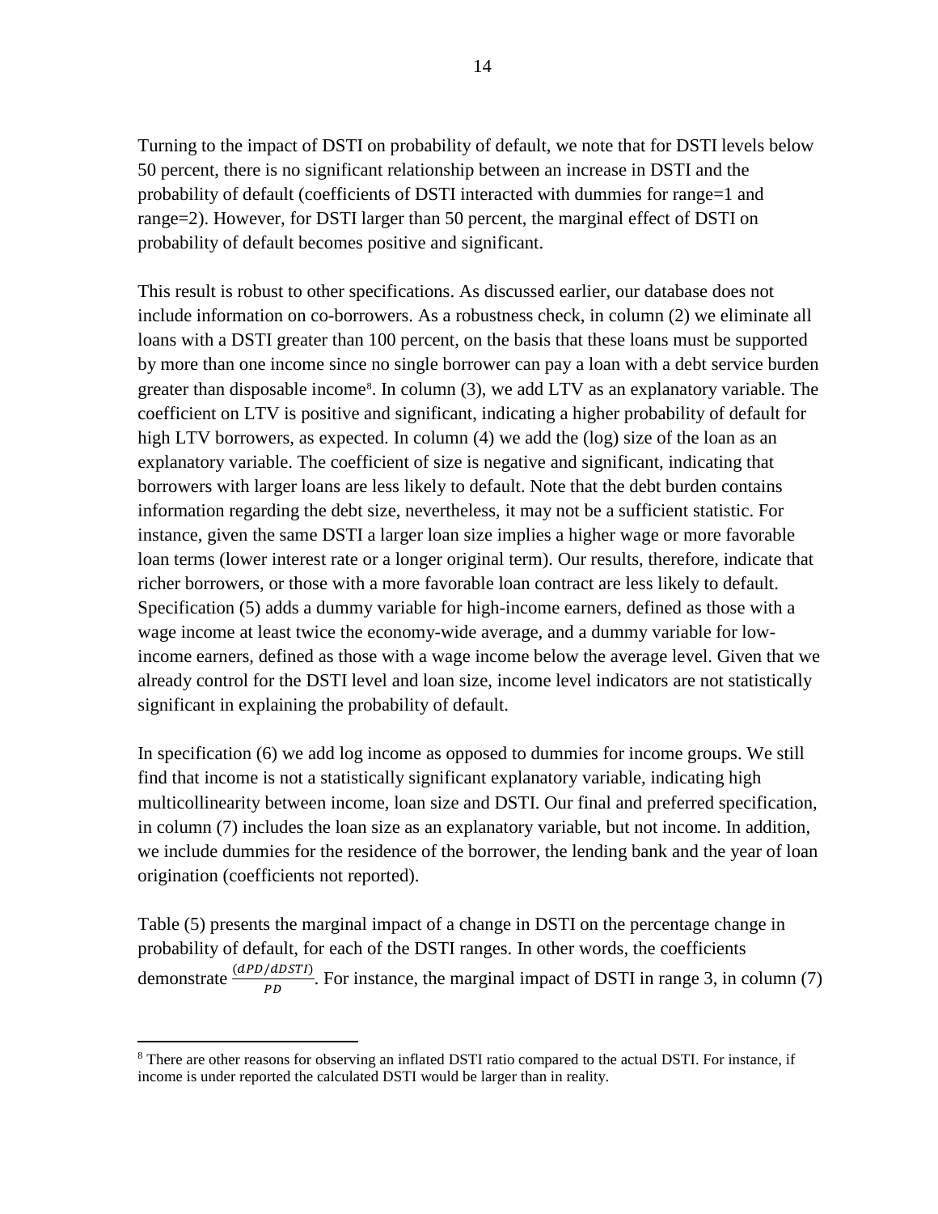Turning to the impact of DSTI on probability of default, we note that for DSTI levels below 50 percent, there is no significant relationship between an increase in DSTI and the probability of default (coefficients of DSTI interacted with dummies for range=1 and range=2). However, for DSTI larger than 50 percent, the marginal effect of DSTI on probability of default becomes positive and significant.

This result is robust to other specifications. As discussed earlier, our database does not include information on co-borrowers. As a robustness check, in column (2) we eliminate all loans with a DSTI greater than 100 percent, on the basis that these loans must be supported by more than one income since no single borrower can pay a loan with a debt service burden greater than disposable income[8]. In column (3), we add LTV as an explanatory variable. The coefficient on LTV is positive and significant, indicating a higher probability of default for high LTV borrowers, as expected. In column (4) we add the (log) size of the loan as an explanatory variable. The coefficient of size is negative and significant, indicating that borrowers with larger loans are less likely to default. Note that the debt burden contains information regarding the debt size, nevertheless, it may not be a sufficient statistic. For instance, given the same DSTI a larger loan size implies a higher wage or more favorable loan terms (lower interest rate or a longer original term). Our results, therefore, indicate that richer borrowers, or those with a more favorable loan contract are less likely to default. Specification (5) adds a dummy variable for high-income earners, defined as those with a wage income at least twice the economy-wide average, and a dummy variable for low-income earners, defined as those with a wage income below the average level. Given that we already control for the DSTI level and loan size, income level indicators are not statistically significant in explaining the probability of default.

In specification (6) we add log income as opposed to dummies for income groups. We still find that income is not a statistically significant explanatory variable, indicating high multicollinearity between income, loan size and DSTI. Our final and preferred specification, in column (7) includes the loan size as an explanatory variable, but not income. In addition, we include dummies for the residence of the borrower, the lending bank and the year of loan origination (coefficients not reported).

Table (5) presents the marginal impact of a change in DSTI on the percentage change in probability of default, for each of the DSTI ranges. In other words, the coefficients demonstrate $\frac{(dPD/dDSTI)}{PD}$. For instance, the marginal impact of DSTI in range 3, in column (7)

---

[8] There are other reasons for observing an inflated DSTI ratio compared to the actual DSTI. For instance, if income is under reported the calculated DSTI would be larger than in reality.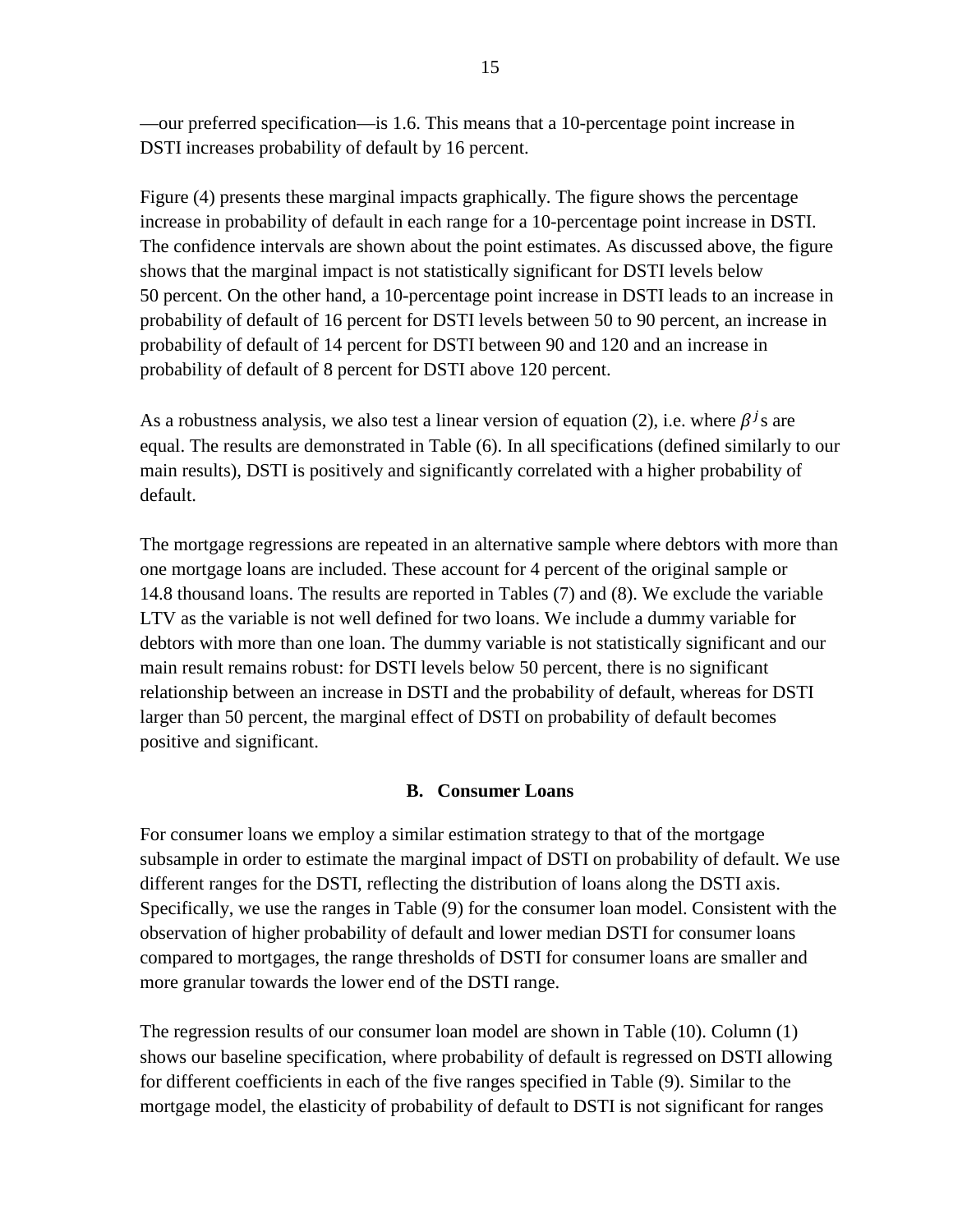—our preferred specification—is 1.6. This means that a 10-percentage point increase in DSTI increases probability of default by 16 percent.

Figure (4) presents these marginal impacts graphically. The figure shows the percentage increase in probability of default in each range for a 10-percentage point increase in DSTI. The confidence intervals are shown about the point estimates. As discussed above, the figure shows that the marginal impact is not statistically significant for DSTI levels below 50 percent. On the other hand, a 10-percentage point increase in DSTI leads to an increase in probability of default of 16 percent for DSTI levels between 50 to 90 percent, an increase in probability of default of 14 percent for DSTI between 90 and 120 and an increase in probability of default of 8 percent for DSTI above 120 percent.

As a robustness analysis, we also test a linear version of equation (2), i.e. where $\beta^j$s are equal. The results are demonstrated in Table (6). In all specifications (defined similarly to our main results), DSTI is positively and significantly correlated with a higher probability of default.

The mortgage regressions are repeated in an alternative sample where debtors with more than one mortgage loans are included. These account for 4 percent of the original sample or 14.8 thousand loans. The results are reported in Tables (7) and (8). We exclude the variable LTV as the variable is not well defined for two loans. We include a dummy variable for debtors with more than one loan. The dummy variable is not statistically significant and our main result remains robust: for DSTI levels below 50 percent, there is no significant relationship between an increase in DSTI and the probability of default, whereas for DSTI larger than 50 percent, the marginal effect of DSTI on probability of default becomes positive and significant.

### B. Consumer Loans

For consumer loans we employ a similar estimation strategy to that of the mortgage subsample in order to estimate the marginal impact of DSTI on probability of default. We use different ranges for the DSTI, reflecting the distribution of loans along the DSTI axis. Specifically, we use the ranges in Table (9) for the consumer loan model. Consistent with the observation of higher probability of default and lower median DSTI for consumer loans compared to mortgages, the range thresholds of DSTI for consumer loans are smaller and more granular towards the lower end of the DSTI range.

The regression results of our consumer loan model are shown in Table (10). Column (1) shows our baseline specification, where probability of default is regressed on DSTI allowing for different coefficients in each of the five ranges specified in Table (9). Similar to the mortgage model, the elasticity of probability of default to DSTI is not significant for ranges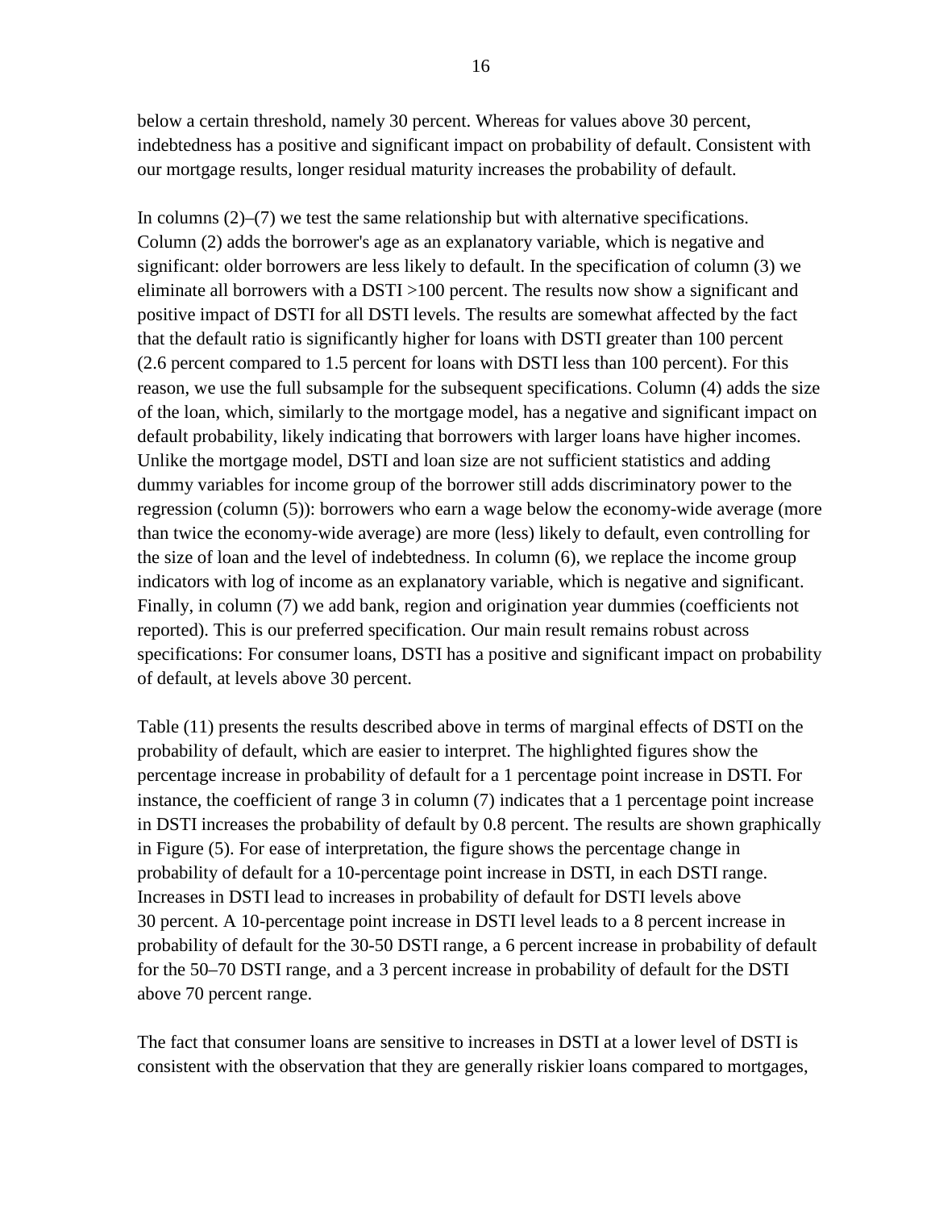below a certain threshold, namely 30 percent. Whereas for values above 30 percent, indebtedness has a positive and significant impact on probability of default. Consistent with our mortgage results, longer residual maturity increases the probability of default.

In columns (2)–(7) we test the same relationship but with alternative specifications. Column (2) adds the borrower's age as an explanatory variable, which is negative and significant: older borrowers are less likely to default. In the specification of column (3) we eliminate all borrowers with a DSTI >100 percent. The results now show a significant and positive impact of DSTI for all DSTI levels. The results are somewhat affected by the fact that the default ratio is significantly higher for loans with DSTI greater than 100 percent (2.6 percent compared to 1.5 percent for loans with DSTI less than 100 percent). For this reason, we use the full subsample for the subsequent specifications. Column (4) adds the size of the loan, which, similarly to the mortgage model, has a negative and significant impact on default probability, likely indicating that borrowers with larger loans have higher incomes. Unlike the mortgage model, DSTI and loan size are not sufficient statistics and adding dummy variables for income group of the borrower still adds discriminatory power to the regression (column (5)): borrowers who earn a wage below the economy-wide average (more than twice the economy-wide average) are more (less) likely to default, even controlling for the size of loan and the level of indebtedness. In column (6), we replace the income group indicators with log of income as an explanatory variable, which is negative and significant. Finally, in column (7) we add bank, region and origination year dummies (coefficients not reported). This is our preferred specification. Our main result remains robust across specifications: For consumer loans, DSTI has a positive and significant impact on probability of default, at levels above 30 percent.

Table (11) presents the results described above in terms of marginal effects of DSTI on the probability of default, which are easier to interpret. The highlighted figures show the percentage increase in probability of default for a 1 percentage point increase in DSTI. For instance, the coefficient of range 3 in column (7) indicates that a 1 percentage point increase in DSTI increases the probability of default by 0.8 percent. The results are shown graphically in Figure (5). For ease of interpretation, the figure shows the percentage change in probability of default for a 10-percentage point increase in DSTI, in each DSTI range. Increases in DSTI lead to increases in probability of default for DSTI levels above 30 percent. A 10-percentage point increase in DSTI level leads to a 8 percent increase in probability of default for the 30-50 DSTI range, a 6 percent increase in probability of default for the 50–70 DSTI range, and a 3 percent increase in probability of default for the DSTI above 70 percent range.

The fact that consumer loans are sensitive to increases in DSTI at a lower level of DSTI is consistent with the observation that they are generally riskier loans compared to mortgages,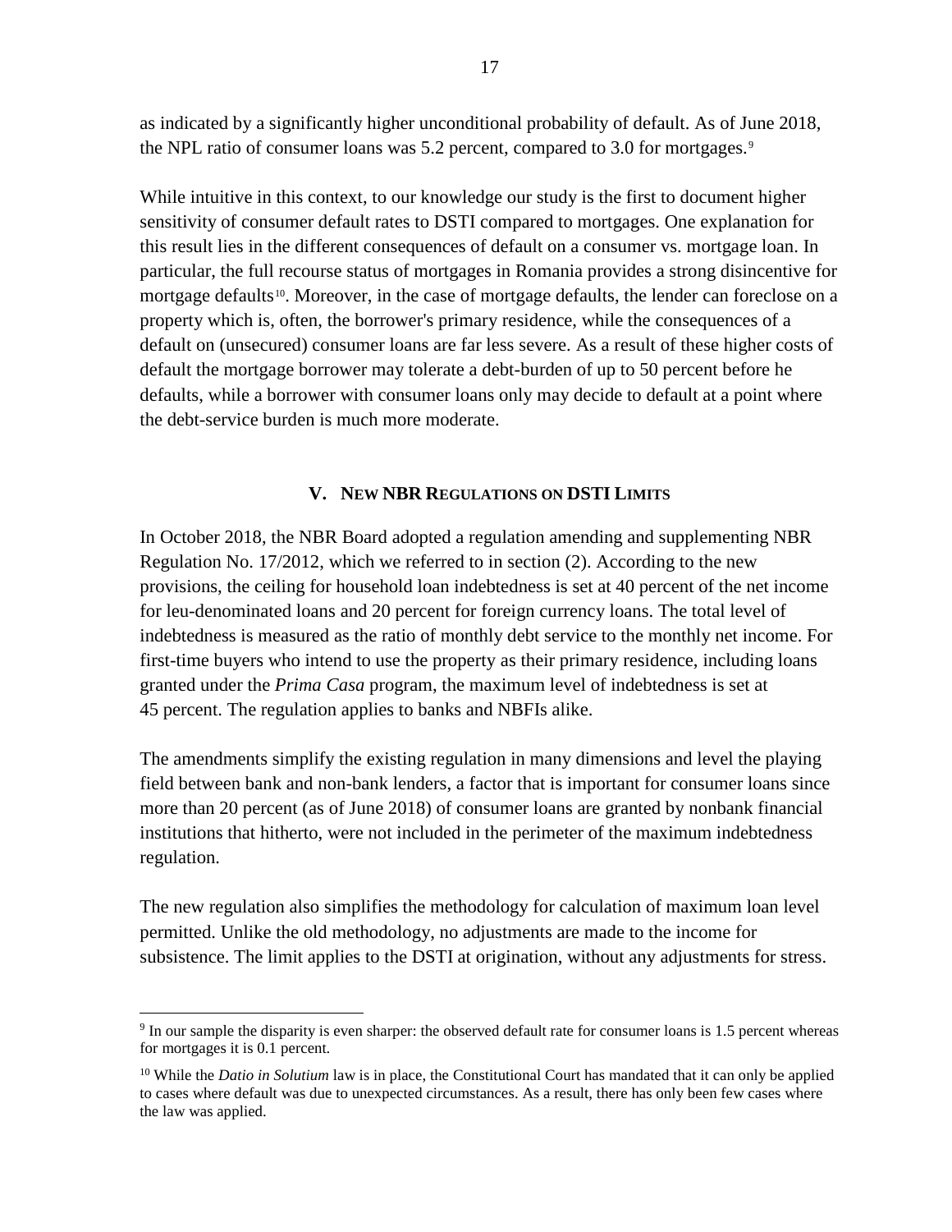as indicated by a significantly higher unconditional probability of default. As of June 2018, the NPL ratio of consumer loans was 5.2 percent, compared to 3.0 for mortgages.[9]

While intuitive in this context, to our knowledge our study is the first to document higher sensitivity of consumer default rates to DSTI compared to mortgages. One explanation for this result lies in the different consequences of default on a consumer vs. mortgage loan. In particular, the full recourse status of mortgages in Romania provides a strong disincentive for mortgage defaults[10]. Moreover, in the case of mortgage defaults, the lender can foreclose on a property which is, often, the borrower's primary residence, while the consequences of a default on (unsecured) consumer loans are far less severe. As a result of these higher costs of default the mortgage borrower may tolerate a debt-burden of up to 50 percent before he defaults, while a borrower with consumer loans only may decide to default at a point where the debt-service burden is much more moderate.

## V. New NBR Regulations on DSTI Limits

In October 2018, the NBR Board adopted a regulation amending and supplementing NBR Regulation No. 17/2012, which we referred to in section (2). According to the new provisions, the ceiling for household loan indebtedness is set at 40 percent of the net income for leu-denominated loans and 20 percent for foreign currency loans. The total level of indebtedness is measured as the ratio of monthly debt service to the monthly net income. For first-time buyers who intend to use the property as their primary residence, including loans granted under the *Prima Casa* program, the maximum level of indebtedness is set at 45 percent. The regulation applies to banks and NBFIs alike.

The amendments simplify the existing regulation in many dimensions and level the playing field between bank and non-bank lenders, a factor that is important for consumer loans since more than 20 percent (as of June 2018) of consumer loans are granted by nonbank financial institutions that hitherto, were not included in the perimeter of the maximum indebtedness regulation.

The new regulation also simplifies the methodology for calculation of maximum loan level permitted. Unlike the old methodology, no adjustments are made to the income for subsistence. The limit applies to the DSTI at origination, without any adjustments for stress.

---

[9] In our sample the disparity is even sharper: the observed default rate for consumer loans is 1.5 percent whereas for mortgages it is 0.1 percent.

[10] While the *Datio in Solutium* law is in place, the Constitutional Court has mandated that it can only be applied to cases where default was due to unexpected circumstances. As a result, there has only been few cases where the law was applied.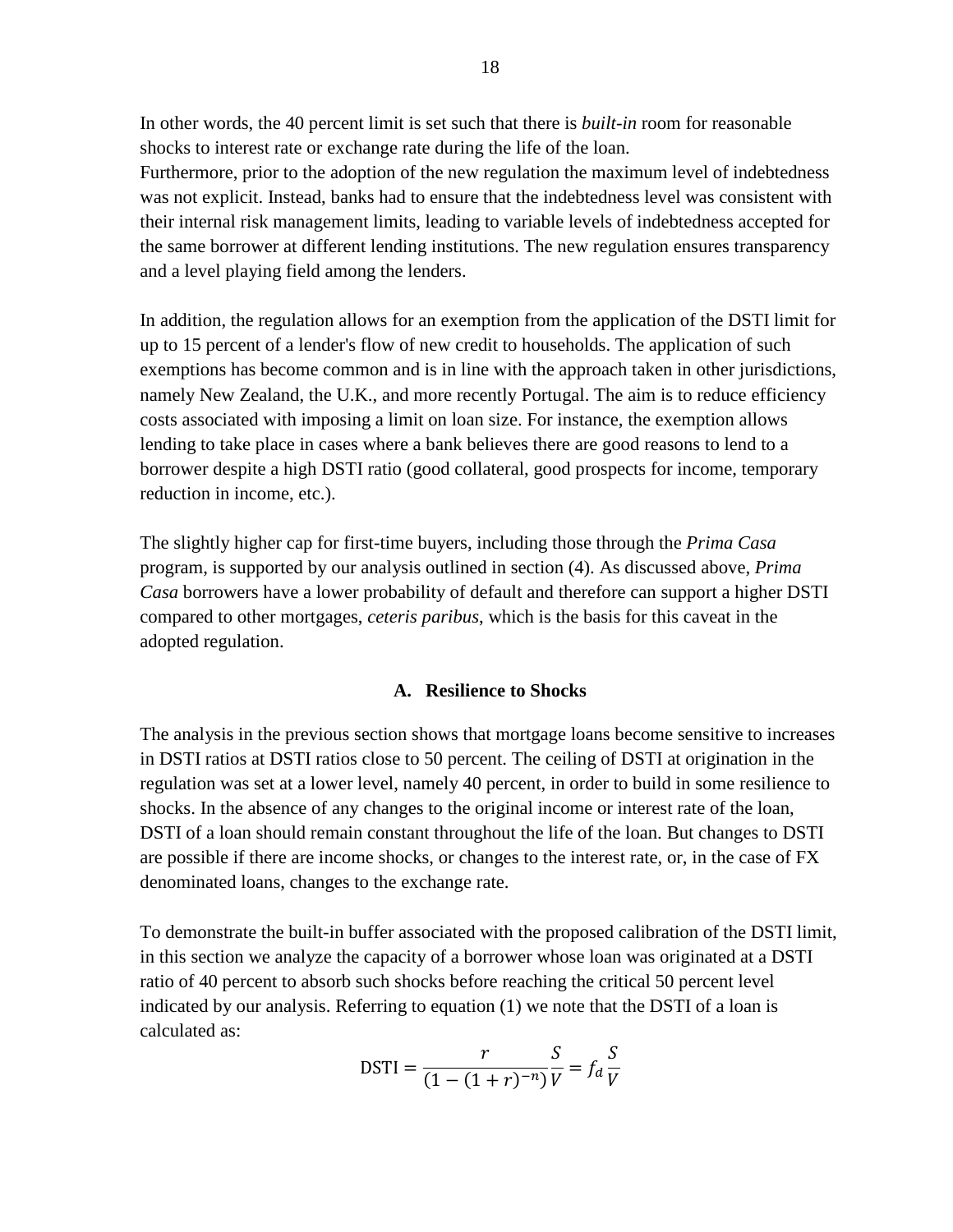In other words, the 40 percent limit is set such that there is *built-in* room for reasonable shocks to interest rate or exchange rate during the life of the loan.
Furthermore, prior to the adoption of the new regulation the maximum level of indebtedness was not explicit. Instead, banks had to ensure that the indebtedness level was consistent with their internal risk management limits, leading to variable levels of indebtedness accepted for the same borrower at different lending institutions. The new regulation ensures transparency and a level playing field among the lenders.

In addition, the regulation allows for an exemption from the application of the DSTI limit for up to 15 percent of a lender's flow of new credit to households. The application of such exemptions has become common and is in line with the approach taken in other jurisdictions, namely New Zealand, the U.K., and more recently Portugal. The aim is to reduce efficiency costs associated with imposing a limit on loan size. For instance, the exemption allows lending to take place in cases where a bank believes there are good reasons to lend to a borrower despite a high DSTI ratio (good collateral, good prospects for income, temporary reduction in income, etc.).

The slightly higher cap for first-time buyers, including those through the *Prima Casa* program, is supported by our analysis outlined in section (4). As discussed above, *Prima Casa* borrowers have a lower probability of default and therefore can support a higher DSTI compared to other mortgages, *ceteris paribus*, which is the basis for this caveat in the adopted regulation.

### A. Resilience to Shocks

The analysis in the previous section shows that mortgage loans become sensitive to increases in DSTI ratios at DSTI ratios close to 50 percent. The ceiling of DSTI at origination in the regulation was set at a lower level, namely 40 percent, in order to build in some resilience to shocks. In the absence of any changes to the original income or interest rate of the loan, DSTI of a loan should remain constant throughout the life of the loan. But changes to DSTI are possible if there are income shocks, or changes to the interest rate, or, in the case of FX denominated loans, changes to the exchange rate.

To demonstrate the built-in buffer associated with the proposed calibration of the DSTI limit, in this section we analyze the capacity of a borrower whose loan was originated at a DSTI ratio of 40 percent to absorb such shocks before reaching the critical 50 percent level indicated by our analysis. Referring to equation (1) we note that the DSTI of a loan is calculated as:

$$\text{DSTI} = \frac{r}{(1-(1+r)^{-n})}\frac{S}{V} = f_d\frac{S}{V}$$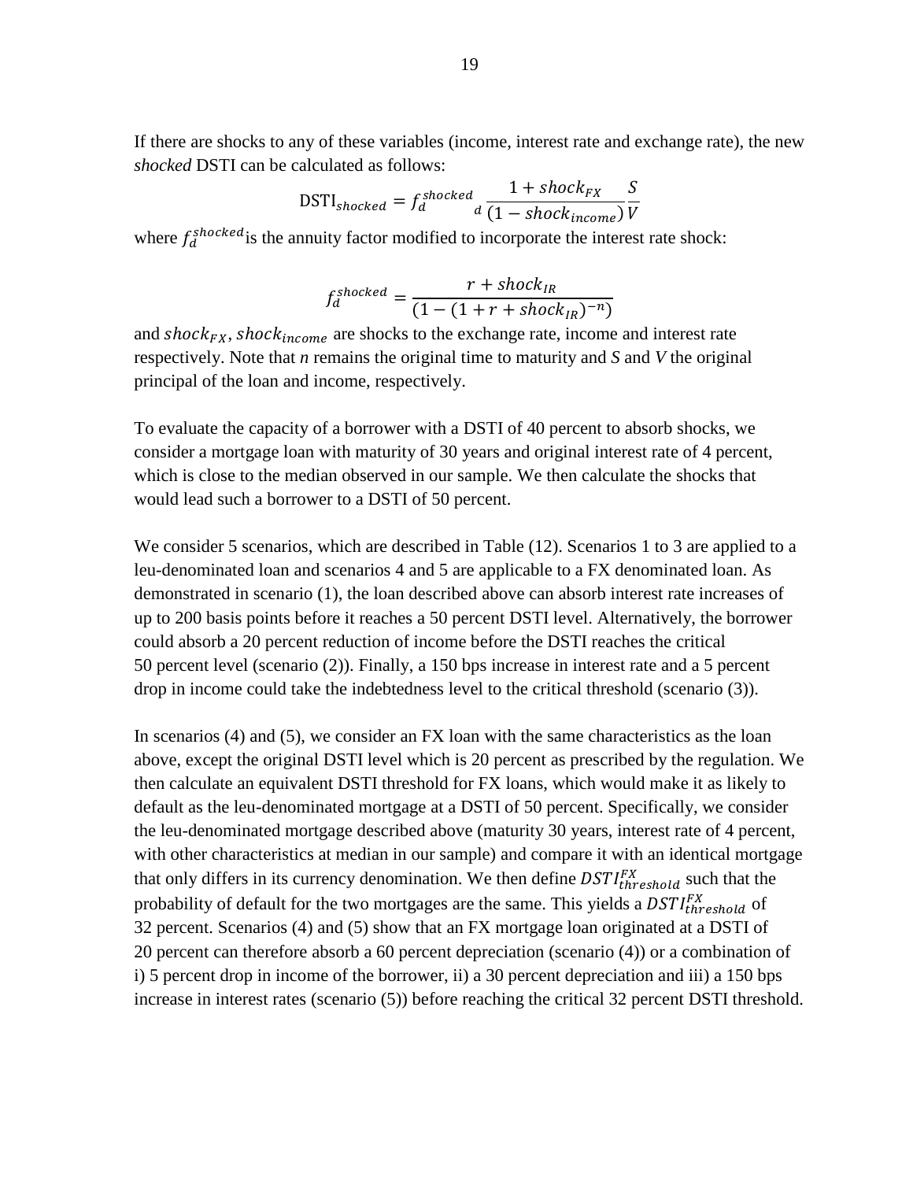If there are shocks to any of these variables (income, interest rate and exchange rate), the new *shocked* DSTI can be calculated as follows:

$$\text{DSTI}_{shocked} = f_d^{shocked}{}_d \frac{1 + shock_{FX}}{(1 - shock_{income})} \frac{S}{V}$$

where $f_d^{shocked}$ is the annuity factor modified to incorporate the interest rate shock:

$$f_d^{shocked} = \frac{r + shock_{IR}}{(1 - (1 + r + shock_{IR})^{-n})}$$

and $shock_{FX}$, $shock_{income}$ are shocks to the exchange rate, income and interest rate respectively. Note that *n* remains the original time to maturity and *S* and *V* the original principal of the loan and income, respectively.

To evaluate the capacity of a borrower with a DSTI of 40 percent to absorb shocks, we consider a mortgage loan with maturity of 30 years and original interest rate of 4 percent, which is close to the median observed in our sample. We then calculate the shocks that would lead such a borrower to a DSTI of 50 percent.

We consider 5 scenarios, which are described in Table (12). Scenarios 1 to 3 are applied to a leu-denominated loan and scenarios 4 and 5 are applicable to a FX denominated loan. As demonstrated in scenario (1), the loan described above can absorb interest rate increases of up to 200 basis points before it reaches a 50 percent DSTI level. Alternatively, the borrower could absorb a 20 percent reduction of income before the DSTI reaches the critical 50 percent level (scenario (2)). Finally, a 150 bps increase in interest rate and a 5 percent drop in income could take the indebtedness level to the critical threshold (scenario (3)).

In scenarios (4) and (5), we consider an FX loan with the same characteristics as the loan above, except the original DSTI level which is 20 percent as prescribed by the regulation. We then calculate an equivalent DSTI threshold for FX loans, which would make it as likely to default as the leu-denominated mortgage at a DSTI of 50 percent. Specifically, we consider the leu-denominated mortgage described above (maturity 30 years, interest rate of 4 percent, with other characteristics at median in our sample) and compare it with an identical mortgage that only differs in its currency denomination. We then define $DSTI_{threshold}^{FX}$ such that the probability of default for the two mortgages are the same. This yields a $DSTI_{threshold}^{FX}$ of 32 percent. Scenarios (4) and (5) show that an FX mortgage loan originated at a DSTI of 20 percent can therefore absorb a 60 percent depreciation (scenario (4)) or a combination of i) 5 percent drop in income of the borrower, ii) a 30 percent depreciation and iii) a 150 bps increase in interest rates (scenario (5)) before reaching the critical 32 percent DSTI threshold.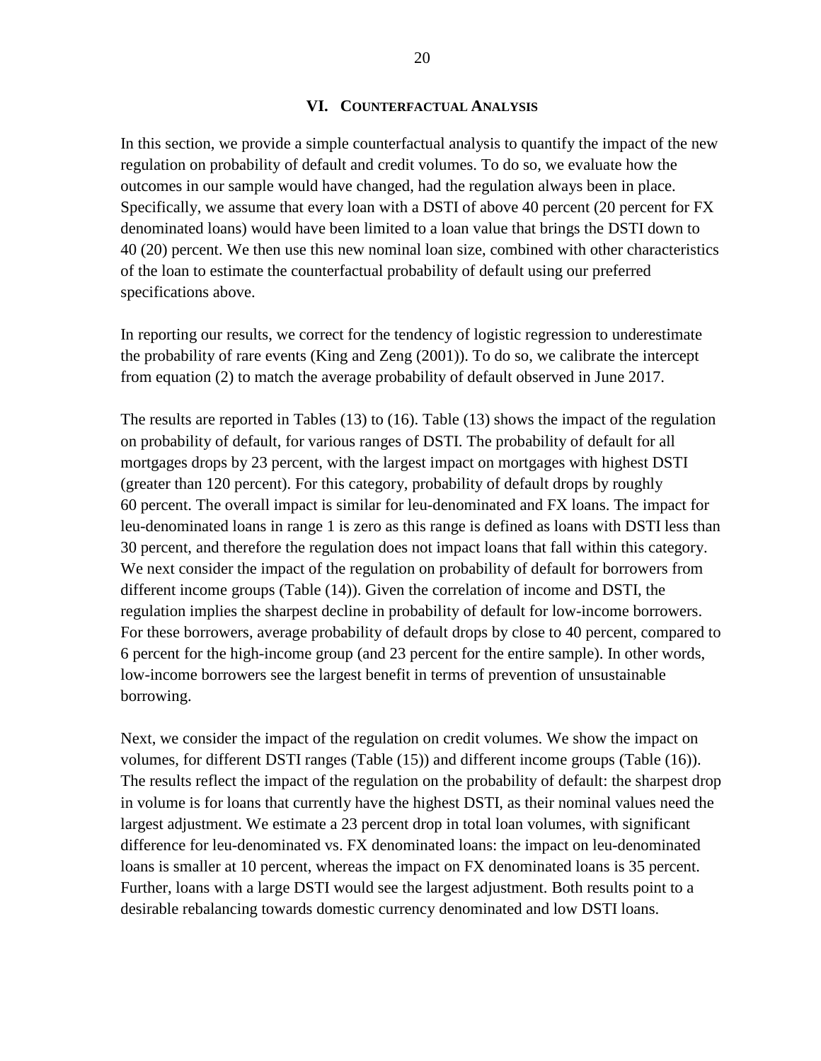## VI. Counterfactual Analysis

In this section, we provide a simple counterfactual analysis to quantify the impact of the new regulation on probability of default and credit volumes. To do so, we evaluate how the outcomes in our sample would have changed, had the regulation always been in place. Specifically, we assume that every loan with a DSTI of above 40 percent (20 percent for FX denominated loans) would have been limited to a loan value that brings the DSTI down to 40 (20) percent. We then use this new nominal loan size, combined with other characteristics of the loan to estimate the counterfactual probability of default using our preferred specifications above.

In reporting our results, we correct for the tendency of logistic regression to underestimate the probability of rare events (King and Zeng (2001)). To do so, we calibrate the intercept from equation (2) to match the average probability of default observed in June 2017.

The results are reported in Tables (13) to (16). Table (13) shows the impact of the regulation on probability of default, for various ranges of DSTI. The probability of default for all mortgages drops by 23 percent, with the largest impact on mortgages with highest DSTI (greater than 120 percent). For this category, probability of default drops by roughly 60 percent. The overall impact is similar for leu-denominated and FX loans. The impact for leu-denominated loans in range 1 is zero as this range is defined as loans with DSTI less than 30 percent, and therefore the regulation does not impact loans that fall within this category. We next consider the impact of the regulation on probability of default for borrowers from different income groups (Table (14)). Given the correlation of income and DSTI, the regulation implies the sharpest decline in probability of default for low-income borrowers. For these borrowers, average probability of default drops by close to 40 percent, compared to 6 percent for the high-income group (and 23 percent for the entire sample). In other words, low-income borrowers see the largest benefit in terms of prevention of unsustainable borrowing.

Next, we consider the impact of the regulation on credit volumes. We show the impact on volumes, for different DSTI ranges (Table (15)) and different income groups (Table (16)). The results reflect the impact of the regulation on the probability of default: the sharpest drop in volume is for loans that currently have the highest DSTI, as their nominal values need the largest adjustment. We estimate a 23 percent drop in total loan volumes, with significant difference for leu-denominated vs. FX denominated loans: the impact on leu-denominated loans is smaller at 10 percent, whereas the impact on FX denominated loans is 35 percent. Further, loans with a large DSTI would see the largest adjustment. Both results point to a desirable rebalancing towards domestic currency denominated and low DSTI loans.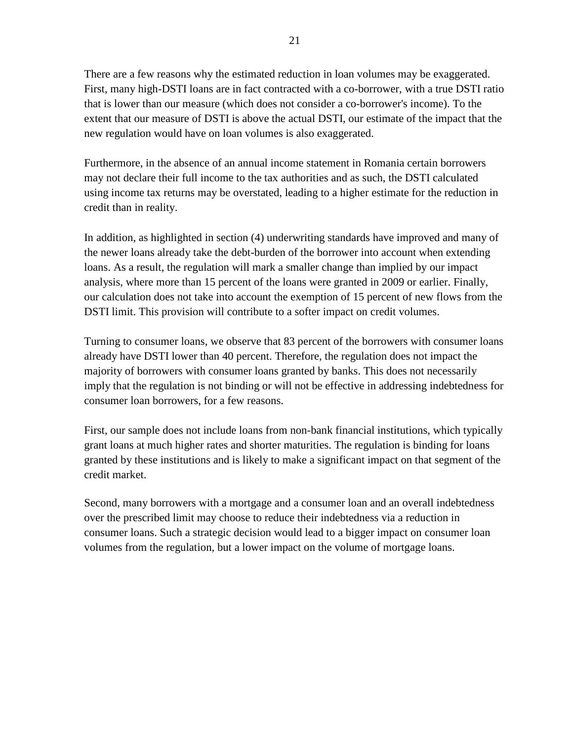There are a few reasons why the estimated reduction in loan volumes may be exaggerated. First, many high-DSTI loans are in fact contracted with a co-borrower, with a true DSTI ratio that is lower than our measure (which does not consider a co-borrower's income). To the extent that our measure of DSTI is above the actual DSTI, our estimate of the impact that the new regulation would have on loan volumes is also exaggerated.

Furthermore, in the absence of an annual income statement in Romania certain borrowers may not declare their full income to the tax authorities and as such, the DSTI calculated using income tax returns may be overstated, leading to a higher estimate for the reduction in credit than in reality.

In addition, as highlighted in section (4) underwriting standards have improved and many of the newer loans already take the debt-burden of the borrower into account when extending loans. As a result, the regulation will mark a smaller change than implied by our impact analysis, where more than 15 percent of the loans were granted in 2009 or earlier. Finally, our calculation does not take into account the exemption of 15 percent of new flows from the DSTI limit. This provision will contribute to a softer impact on credit volumes.

Turning to consumer loans, we observe that 83 percent of the borrowers with consumer loans already have DSTI lower than 40 percent. Therefore, the regulation does not impact the majority of borrowers with consumer loans granted by banks. This does not necessarily imply that the regulation is not binding or will not be effective in addressing indebtedness for consumer loan borrowers, for a few reasons.

First, our sample does not include loans from non-bank financial institutions, which typically grant loans at much higher rates and shorter maturities. The regulation is binding for loans granted by these institutions and is likely to make a significant impact on that segment of the credit market.

Second, many borrowers with a mortgage and a consumer loan and an overall indebtedness over the prescribed limit may choose to reduce their indebtedness via a reduction in consumer loans. Such a strategic decision would lead to a bigger impact on consumer loan volumes from the regulation, but a lower impact on the volume of mortgage loans.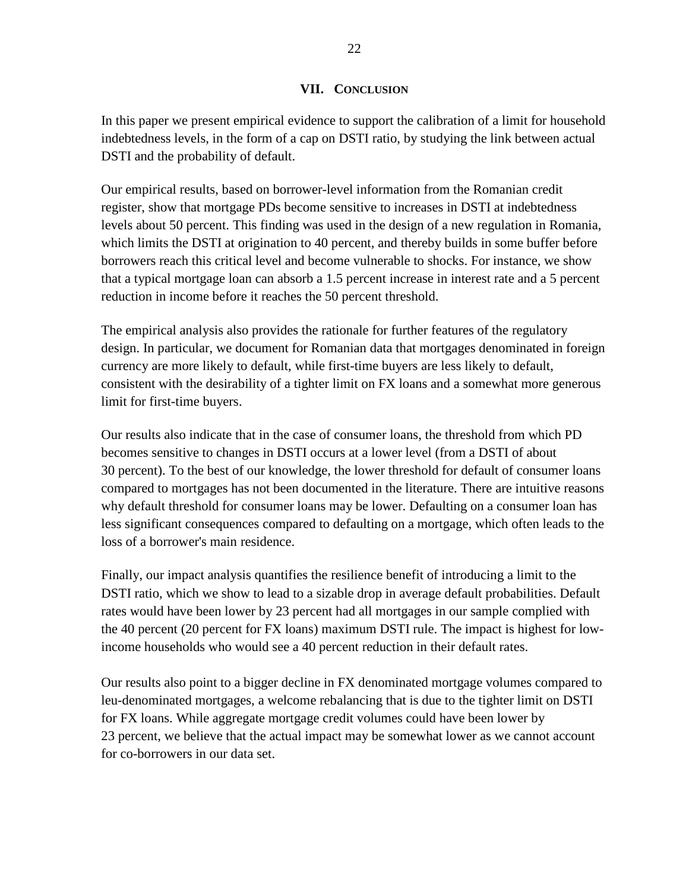## VII. Conclusion

In this paper we present empirical evidence to support the calibration of a limit for household indebtedness levels, in the form of a cap on DSTI ratio, by studying the link between actual DSTI and the probability of default.

Our empirical results, based on borrower-level information from the Romanian credit register, show that mortgage PDs become sensitive to increases in DSTI at indebtedness levels about 50 percent. This finding was used in the design of a new regulation in Romania, which limits the DSTI at origination to 40 percent, and thereby builds in some buffer before borrowers reach this critical level and become vulnerable to shocks. For instance, we show that a typical mortgage loan can absorb a 1.5 percent increase in interest rate and a 5 percent reduction in income before it reaches the 50 percent threshold.

The empirical analysis also provides the rationale for further features of the regulatory design. In particular, we document for Romanian data that mortgages denominated in foreign currency are more likely to default, while first-time buyers are less likely to default, consistent with the desirability of a tighter limit on FX loans and a somewhat more generous limit for first-time buyers.

Our results also indicate that in the case of consumer loans, the threshold from which PD becomes sensitive to changes in DSTI occurs at a lower level (from a DSTI of about 30 percent). To the best of our knowledge, the lower threshold for default of consumer loans compared to mortgages has not been documented in the literature. There are intuitive reasons why default threshold for consumer loans may be lower. Defaulting on a consumer loan has less significant consequences compared to defaulting on a mortgage, which often leads to the loss of a borrower's main residence.

Finally, our impact analysis quantifies the resilience benefit of introducing a limit to the DSTI ratio, which we show to lead to a sizable drop in average default probabilities. Default rates would have been lower by 23 percent had all mortgages in our sample complied with the 40 percent (20 percent for FX loans) maximum DSTI rule. The impact is highest for low-income households who would see a 40 percent reduction in their default rates.

Our results also point to a bigger decline in FX denominated mortgage volumes compared to leu-denominated mortgages, a welcome rebalancing that is due to the tighter limit on DSTI for FX loans. While aggregate mortgage credit volumes could have been lower by 23 percent, we believe that the actual impact may be somewhat lower as we cannot account for co-borrowers in our data set.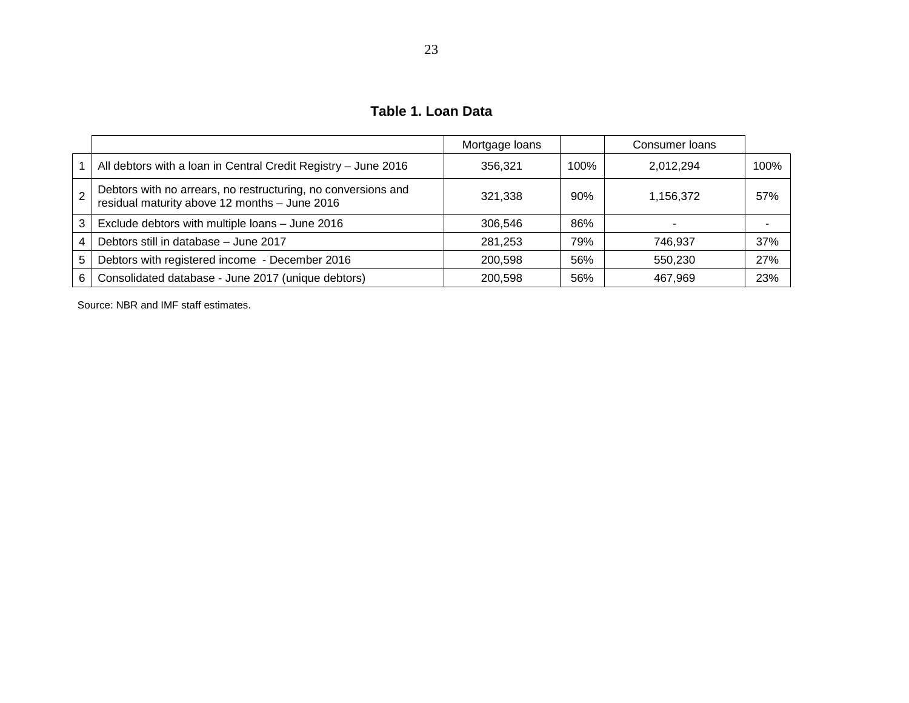**Table 1. Loan Data**

| | | Mortgage loans | | Consumer loans | |
|---|---|---|---|---|---|
| 1 | All debtors with a loan in Central Credit Registry – June 2016 | 356,321 | 100% | 2,012,294 | 100% |
| 2 | Debtors with no arrears, no restructuring, no conversions and residual maturity above 12 months – June 2016 | 321,338 | 90% | 1,156,372 | 57% |
| 3 | Exclude debtors with multiple loans – June 2016 | 306,546 | 86% | - | - |
| 4 | Debtors still in database – June 2017 | 281,253 | 79% | 746,937 | 37% |
| 5 | Debtors with registered income - December 2016 | 200,598 | 56% | 550,230 | 27% |
| 6 | Consolidated database - June 2017 (unique debtors) | 200,598 | 56% | 467,969 | 23% |

Source: NBR and IMF staff estimates.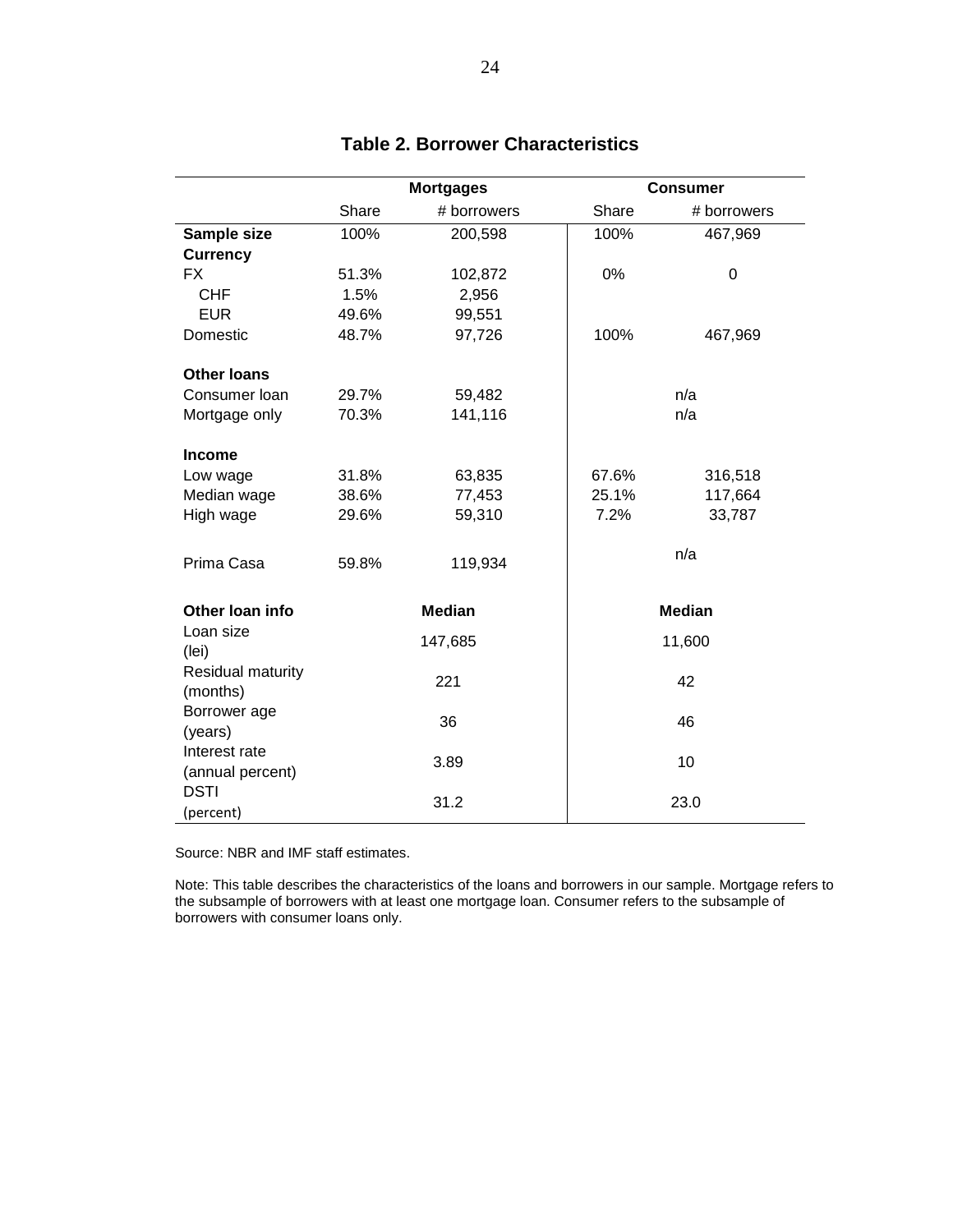## Table 2. Borrower Characteristics

| | Mortgages | | Consumer | |
|---|---|---|---|---|
| | Share | # borrowers | Share | # borrowers |
| **Sample size** | 100% | 200,598 | 100% | 467,969 |
| **Currency** | | | | |
| FX | 51.3% | 102,872 | 0% | 0 |
| CHF | 1.5% | 2,956 | | |
| EUR | 49.6% | 99,551 | | |
| Domestic | 48.7% | 97,726 | 100% | 467,969 |
| **Other loans** | | | | |
| Consumer loan | 29.7% | 59,482 | n/a | |
| Mortgage only | 70.3% | 141,116 | n/a | |
| **Income** | | | | |
| Low wage | 31.8% | 63,835 | 67.6% | 316,518 |
| Median wage | 38.6% | 77,453 | 25.1% | 117,664 |
| High wage | 29.6% | 59,310 | 7.2% | 33,787 |
| Prima Casa | 59.8% | 119,934 | n/a | |
| **Other loan info** | **Median** | | **Median** | |
| Loan size (lei) | 147,685 | | 11,600 | |
| Residual maturity (months) | 221 | | 42 | |
| Borrower age (years) | 36 | | 46 | |
| Interest rate (annual percent) | 3.89 | | 10 | |
| DSTI (percent) | 31.2 | | 23.0 | |

Source: NBR and IMF staff estimates.

Note: This table describes the characteristics of the loans and borrowers in our sample. Mortgage refers to the subsample of borrowers with at least one mortgage loan. Consumer refers to the subsample of borrowers with consumer loans only.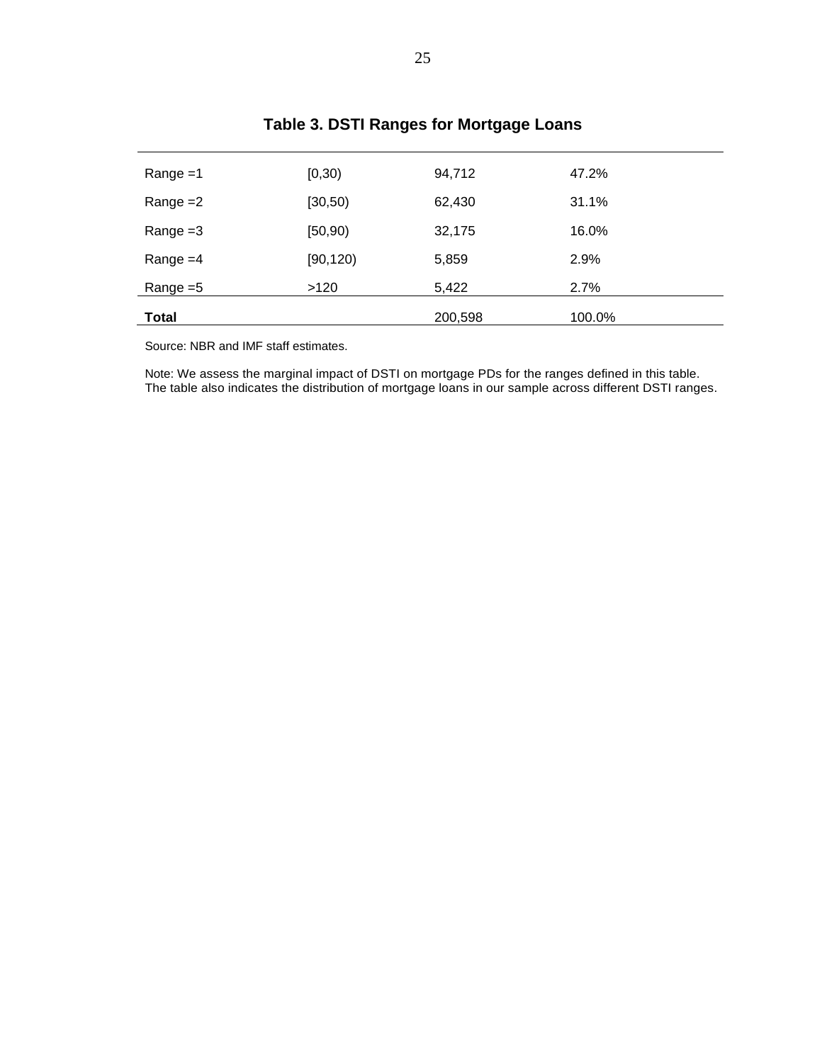# Table 3. DSTI Ranges for Mortgage Loans

| | | | |
|---|---|---|---|
| Range =1 | [0,30) | 94,712 | 47.2% |
| Range =2 | [30,50) | 62,430 | 31.1% |
| Range =3 | [50,90) | 32,175 | 16.0% |
| Range =4 | [90,120) | 5,859 | 2.9% |
| Range =5 | >120 | 5,422 | 2.7% |
| **Total** | | 200,598 | 100.0% |

Source: NBR and IMF staff estimates.

Note: We assess the marginal impact of DSTI on mortgage PDs for the ranges defined in this table. The table also indicates the distribution of mortgage loans in our sample across different DSTI ranges.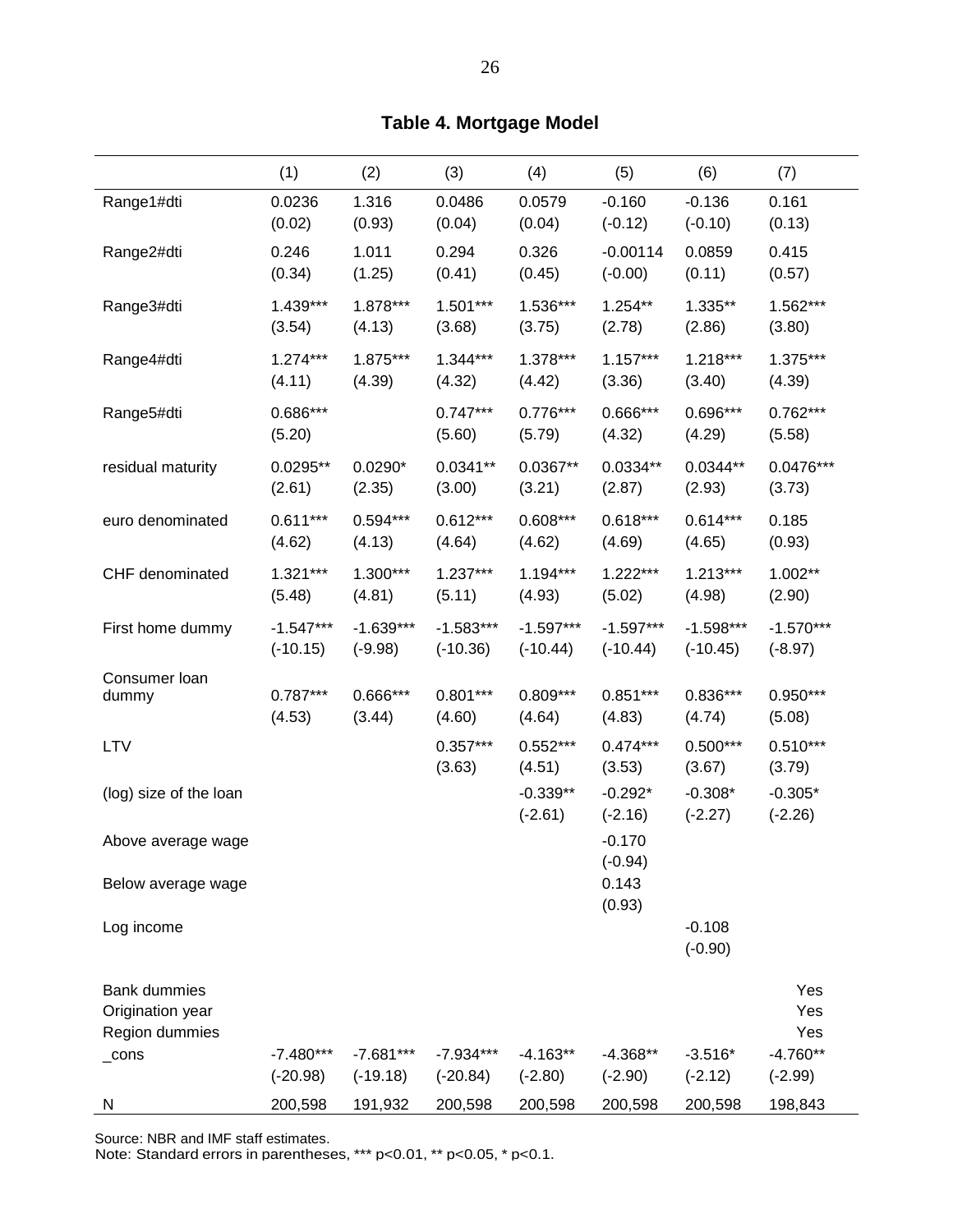**Table 4. Mortgage Model**

| | (1) | (2) | (3) | (4) | (5) | (6) | (7) |
|---|---|---|---|---|---|---|---|
| Range1#dti | 0.0236 | 1.316 | 0.0486 | 0.0579 | -0.160 | -0.136 | 0.161 |
| | (0.02) | (0.93) | (0.04) | (0.04) | (-0.12) | (-0.10) | (0.13) |
| Range2#dti | 0.246 | 1.011 | 0.294 | 0.326 | -0.00114 | 0.0859 | 0.415 |
| | (0.34) | (1.25) | (0.41) | (0.45) | (-0.00) | (0.11) | (0.57) |
| Range3#dti | 1.439*** | 1.878*** | 1.501*** | 1.536*** | 1.254** | 1.335** | 1.562*** |
| | (3.54) | (4.13) | (3.68) | (3.75) | (2.78) | (2.86) | (3.80) |
| Range4#dti | 1.274*** | 1.875*** | 1.344*** | 1.378*** | 1.157*** | 1.218*** | 1.375*** |
| | (4.11) | (4.39) | (4.32) | (4.42) | (3.36) | (3.40) | (4.39) |
| Range5#dti | 0.686*** | | 0.747*** | 0.776*** | 0.666*** | 0.696*** | 0.762*** |
| | (5.20) | | (5.60) | (5.79) | (4.32) | (4.29) | (5.58) |
| residual maturity | 0.0295** | 0.0290* | 0.0341** | 0.0367** | 0.0334** | 0.0344** | 0.0476*** |
| | (2.61) | (2.35) | (3.00) | (3.21) | (2.87) | (2.93) | (3.73) |
| euro denominated | 0.611*** | 0.594*** | 0.612*** | 0.608*** | 0.618*** | 0.614*** | 0.185 |
| | (4.62) | (4.13) | (4.64) | (4.62) | (4.69) | (4.65) | (0.93) |
| CHF denominated | 1.321*** | 1.300*** | 1.237*** | 1.194*** | 1.222*** | 1.213*** | 1.002** |
| | (5.48) | (4.81) | (5.11) | (4.93) | (5.02) | (4.98) | (2.90) |
| First home dummy | -1.547*** | -1.639*** | -1.583*** | -1.597*** | -1.597*** | -1.598*** | -1.570*** |
| | (-10.15) | (-9.98) | (-10.36) | (-10.44) | (-10.44) | (-10.45) | (-8.97) |
| Consumer loan dummy | 0.787*** | 0.666*** | 0.801*** | 0.809*** | 0.851*** | 0.836*** | 0.950*** |
| | (4.53) | (3.44) | (4.60) | (4.64) | (4.83) | (4.74) | (5.08) |
| LTV | | | 0.357*** | 0.552*** | 0.474*** | 0.500*** | 0.510*** |
| | | | (3.63) | (4.51) | (3.53) | (3.67) | (3.79) |
| (log) size of the loan | | | | -0.339** | -0.292* | -0.308* | -0.305* |
| | | | | (-2.61) | (-2.16) | (-2.27) | (-2.26) |
| Above average wage | | | | | -0.170 | | |
| | | | | | (-0.94) | | |
| Below average wage | | | | | 0.143 | | |
| | | | | | (0.93) | | |
| Log income | | | | | | -0.108 | |
| | | | | | | (-0.90) | |
| Bank dummies | | | | | | | Yes |
| Origination year | | | | | | | Yes |
| Region dummies | | | | | | | Yes |
| _cons | -7.480*** | -7.681*** | -7.934*** | -4.163** | -4.368** | -3.516* | -4.760** |
| | (-20.98) | (-19.18) | (-20.84) | (-2.80) | (-2.90) | (-2.12) | (-2.99) |
| N | 200,598 | 191,932 | 200,598 | 200,598 | 200,598 | 200,598 | 198,843 |

Source: NBR and IMF staff estimates.
Note: Standard errors in parentheses, *** p<0.01, ** p<0.05, * p<0.1.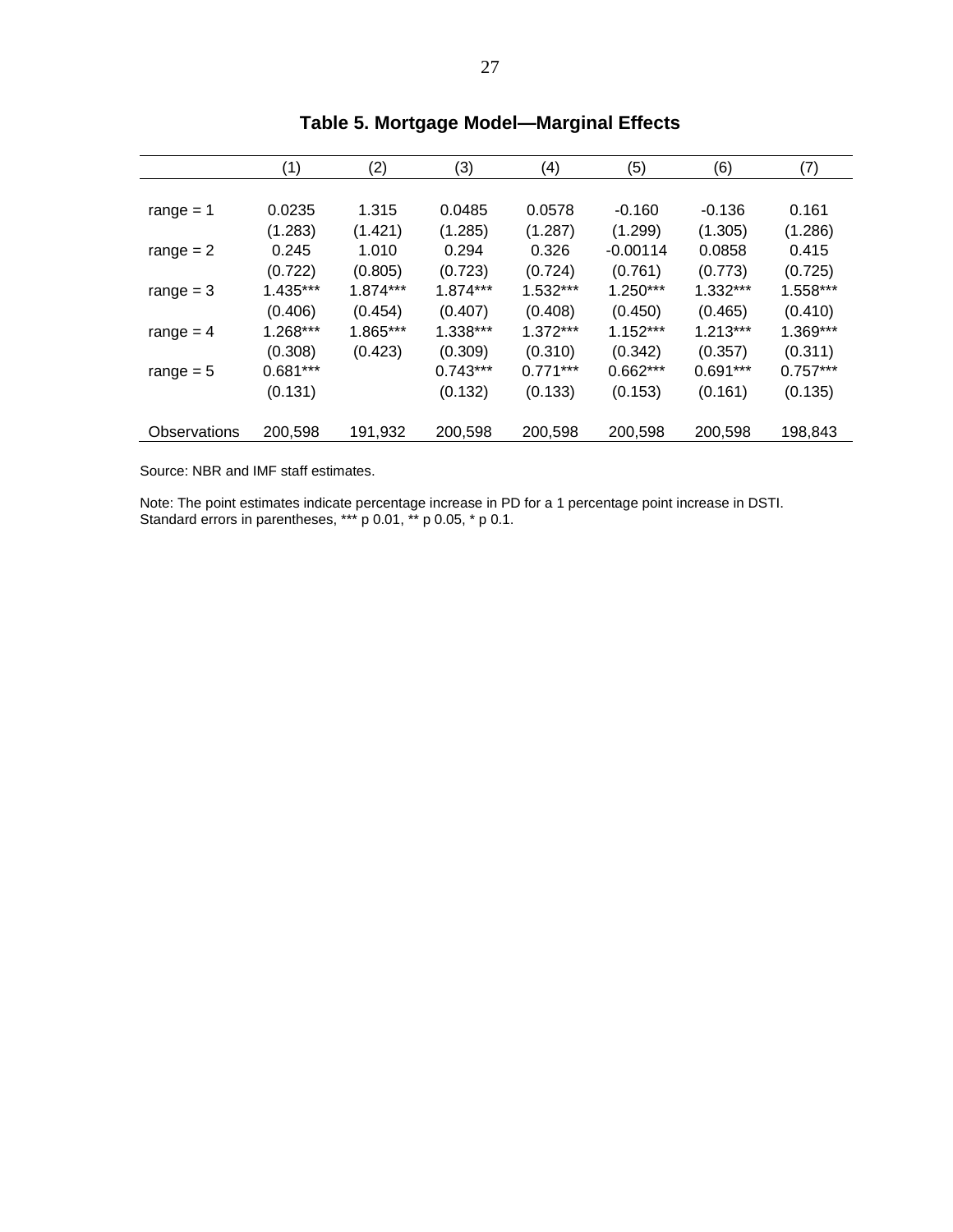## Table 5. Mortgage Model—Marginal Effects

| | (1) | (2) | (3) | (4) | (5) | (6) | (7) |
|---|---|---|---|---|---|---|---|
| range = 1 | 0.0235 | 1.315 | 0.0485 | 0.0578 | -0.160 | -0.136 | 0.161 |
| | (1.283) | (1.421) | (1.285) | (1.287) | (1.299) | (1.305) | (1.286) |
| range = 2 | 0.245 | 1.010 | 0.294 | 0.326 | -0.00114 | 0.0858 | 0.415 |
| | (0.722) | (0.805) | (0.723) | (0.724) | (0.761) | (0.773) | (0.725) |
| range = 3 | 1.435*** | 1.874*** | 1.874*** | 1.532*** | 1.250*** | 1.332*** | 1.558*** |
| | (0.406) | (0.454) | (0.407) | (0.408) | (0.450) | (0.465) | (0.410) |
| range = 4 | 1.268*** | 1.865*** | 1.338*** | 1.372*** | 1.152*** | 1.213*** | 1.369*** |
| | (0.308) | (0.423) | (0.309) | (0.310) | (0.342) | (0.357) | (0.311) |
| range = 5 | 0.681*** | | 0.743*** | 0.771*** | 0.662*** | 0.691*** | 0.757*** |
| | (0.131) | | (0.132) | (0.133) | (0.153) | (0.161) | (0.135) |
| Observations | 200,598 | 191,932 | 200,598 | 200,598 | 200,598 | 200,598 | 198,843 |

Source: NBR and IMF staff estimates.

Note: The point estimates indicate percentage increase in PD for a 1 percentage point increase in DSTI. Standard errors in parentheses, *** p 0.01, ** p 0.05, * p 0.1.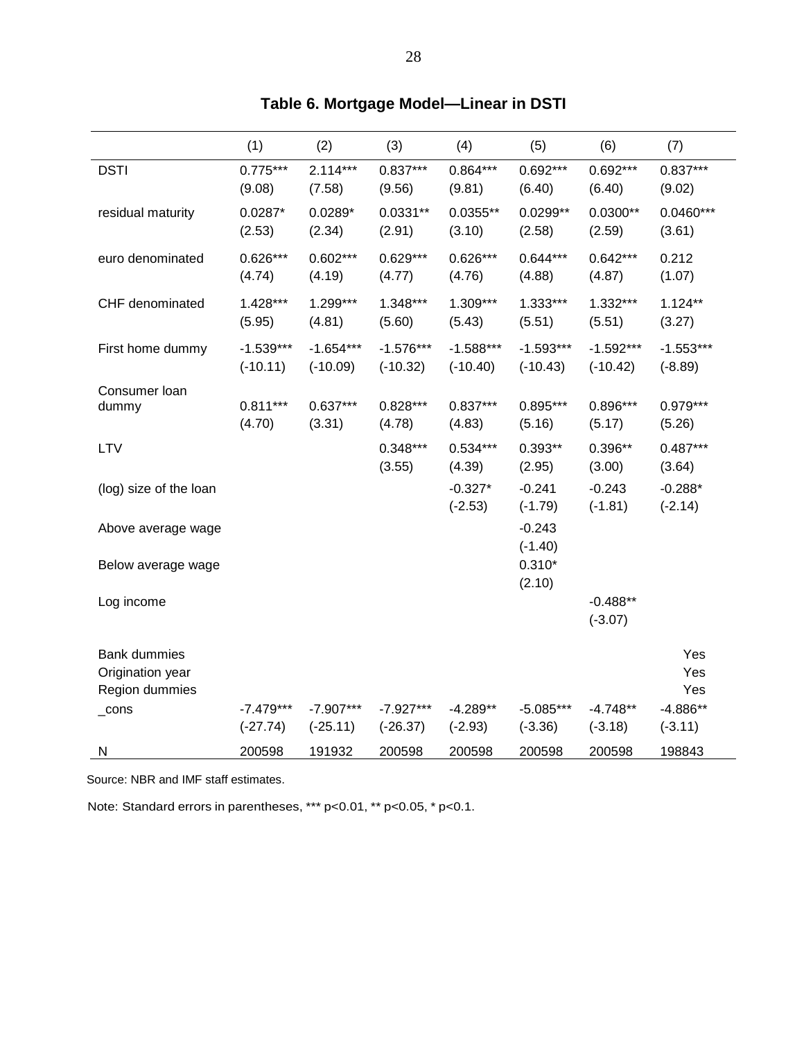## Table 6. Mortgage Model—Linear in DSTI

| | (1) | (2) | (3) | (4) | (5) | (6) | (7) |
|---|---|---|---|---|---|---|---|
| DSTI | 0.775*** | 2.114*** | 0.837*** | 0.864*** | 0.692*** | 0.692*** | 0.837*** |
| | (9.08) | (7.58) | (9.56) | (9.81) | (6.40) | (6.40) | (9.02) |
| residual maturity | 0.0287* | 0.0289* | 0.0331** | 0.0355** | 0.0299** | 0.0300** | 0.0460*** |
| | (2.53) | (2.34) | (2.91) | (3.10) | (2.58) | (2.59) | (3.61) |
| euro denominated | 0.626*** | 0.602*** | 0.629*** | 0.626*** | 0.644*** | 0.642*** | 0.212 |
| | (4.74) | (4.19) | (4.77) | (4.76) | (4.88) | (4.87) | (1.07) |
| CHF denominated | 1.428*** | 1.299*** | 1.348*** | 1.309*** | 1.333*** | 1.332*** | 1.124** |
| | (5.95) | (4.81) | (5.60) | (5.43) | (5.51) | (5.51) | (3.27) |
| First home dummy | -1.539*** | -1.654*** | -1.576*** | -1.588*** | -1.593*** | -1.592*** | -1.553*** |
| | (-10.11) | (-10.09) | (-10.32) | (-10.40) | (-10.43) | (-10.42) | (-8.89) |
| Consumer loan dummy | 0.811*** | 0.637*** | 0.828*** | 0.837*** | 0.895*** | 0.896*** | 0.979*** |
| | (4.70) | (3.31) | (4.78) | (4.83) | (5.16) | (5.17) | (5.26) |
| LTV | | | 0.348*** | 0.534*** | 0.393** | 0.396** | 0.487*** |
| | | | (3.55) | (4.39) | (2.95) | (3.00) | (3.64) |
| (log) size of the loan | | | | -0.327* | -0.241 | -0.243 | -0.288* |
| | | | | (-2.53) | (-1.79) | (-1.81) | (-2.14) |
| Above average wage | | | | | -0.243 | | |
| | | | | | (-1.40) | | |
| Below average wage | | | | | 0.310* | | |
| | | | | | (2.10) | | |
| Log income | | | | | | -0.488** | |
| | | | | | | (-3.07) | |
| Bank dummies | | | | | | | Yes |
| Origination year | | | | | | | Yes |
| Region dummies | | | | | | | Yes |
| _cons | -7.479*** | -7.907*** | -7.927*** | -4.289** | -5.085*** | -4.748** | -4.886** |
| | (-27.74) | (-25.11) | (-26.37) | (-2.93) | (-3.36) | (-3.18) | (-3.11) |
| N | 200598 | 191932 | 200598 | 200598 | 200598 | 200598 | 198843 |

Source: NBR and IMF staff estimates.

Note: Standard errors in parentheses, *** p<0.01, ** p<0.05, * p<0.1.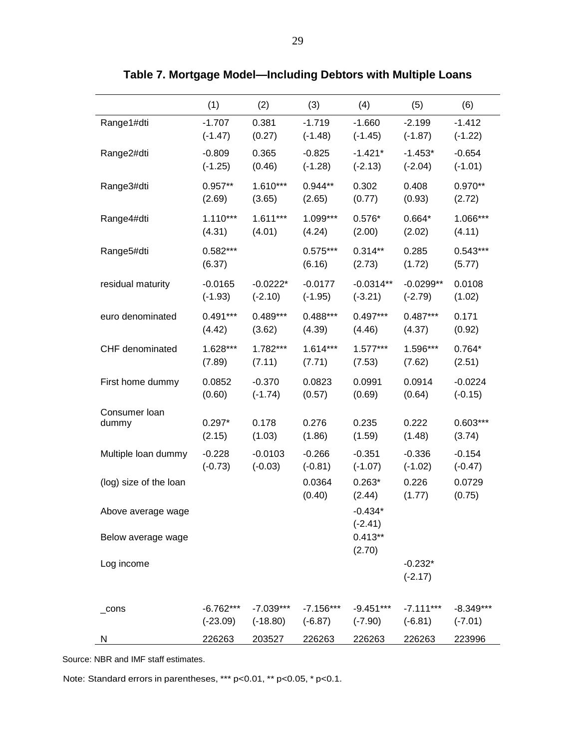**Table 7. Mortgage Model—Including Debtors with Multiple Loans**

| | (1) | (2) | (3) | (4) | (5) | (6) |
|---|---|---|---|---|---|---|
| Range1#dti | -1.707 | 0.381 | -1.719 | -1.660 | -2.199 | -1.412 |
| | (-1.47) | (0.27) | (-1.48) | (-1.45) | (-1.87) | (-1.22) |
| Range2#dti | -0.809 | 0.365 | -0.825 | -1.421* | -1.453* | -0.654 |
| | (-1.25) | (0.46) | (-1.28) | (-2.13) | (-2.04) | (-1.01) |
| Range3#dti | 0.957** | 1.610*** | 0.944** | 0.302 | 0.408 | 0.970** |
| | (2.69) | (3.65) | (2.65) | (0.77) | (0.93) | (2.72) |
| Range4#dti | 1.110*** | 1.611*** | 1.099*** | 0.576* | 0.664* | 1.066*** |
| | (4.31) | (4.01) | (4.24) | (2.00) | (2.02) | (4.11) |
| Range5#dti | 0.582*** | | 0.575*** | 0.314** | 0.285 | 0.543*** |
| | (6.37) | | (6.16) | (2.73) | (1.72) | (5.77) |
| residual maturity | -0.0165 | -0.0222* | -0.0177 | -0.0314** | -0.0299** | 0.0108 |
| | (-1.93) | (-2.10) | (-1.95) | (-3.21) | (-2.79) | (1.02) |
| euro denominated | 0.491*** | 0.489*** | 0.488*** | 0.497*** | 0.487*** | 0.171 |
| | (4.42) | (3.62) | (4.39) | (4.46) | (4.37) | (0.92) |
| CHF denominated | 1.628*** | 1.782*** | 1.614*** | 1.577*** | 1.596*** | 0.764* |
| | (7.89) | (7.11) | (7.71) | (7.53) | (7.62) | (2.51) |
| First home dummy | 0.0852 | -0.370 | 0.0823 | 0.0991 | 0.0914 | -0.0224 |
| | (0.60) | (-1.74) | (0.57) | (0.69) | (0.64) | (-0.15) |
| Consumer loan dummy | 0.297* | 0.178 | 0.276 | 0.235 | 0.222 | 0.603*** |
| | (2.15) | (1.03) | (1.86) | (1.59) | (1.48) | (3.74) |
| Multiple loan dummy | -0.228 | -0.0103 | -0.266 | -0.351 | -0.336 | -0.154 |
| | (-0.73) | (-0.03) | (-0.81) | (-1.07) | (-1.02) | (-0.47) |
| (log) size of the loan | | | 0.0364 | 0.263* | 0.226 | 0.0729 |
| | | | (0.40) | (2.44) | (1.77) | (0.75) |
| Above average wage | | | | -0.434* | | |
| | | | | (-2.41) | | |
| Below average wage | | | | 0.413** | | |
| | | | | (2.70) | | |
| Log income | | | | | -0.232* | |
| | | | | | (-2.17) | |
| _cons | -6.762*** | -7.039*** | -7.156*** | -9.451*** | -7.111*** | -8.349*** |
| | (-23.09) | (-18.80) | (-6.87) | (-7.90) | (-6.81) | (-7.01) |
| N | 226263 | 203527 | 226263 | 226263 | 226263 | 223996 |

Source: NBR and IMF staff estimates.

Note: Standard errors in parentheses, *** p<0.01, ** p<0.05, * p<0.1.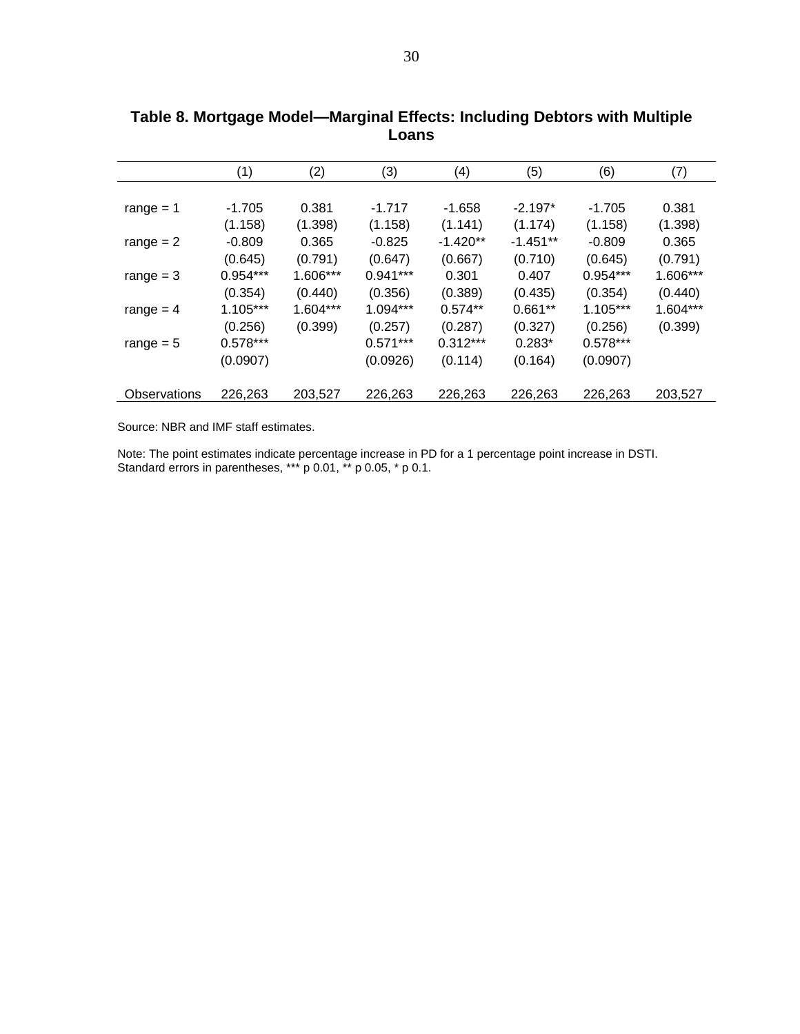**Table 8. Mortgage Model—Marginal Effects: Including Debtors with Multiple Loans**

| | (1) | (2) | (3) | (4) | (5) | (6) | (7) |
|---|---|---|---|---|---|---|---|
| range = 1 | -1.705 | 0.381 | -1.717 | -1.658 | -2.197* | -1.705 | 0.381 |
| | (1.158) | (1.398) | (1.158) | (1.141) | (1.174) | (1.158) | (1.398) |
| range = 2 | -0.809 | 0.365 | -0.825 | -1.420** | -1.451** | -0.809 | 0.365 |
| | (0.645) | (0.791) | (0.647) | (0.667) | (0.710) | (0.645) | (0.791) |
| range = 3 | 0.954*** | 1.606*** | 0.941*** | 0.301 | 0.407 | 0.954*** | 1.606*** |
| | (0.354) | (0.440) | (0.356) | (0.389) | (0.435) | (0.354) | (0.440) |
| range = 4 | 1.105*** | 1.604*** | 1.094*** | 0.574** | 0.661** | 1.105*** | 1.604*** |
| | (0.256) | (0.399) | (0.257) | (0.287) | (0.327) | (0.256) | (0.399) |
| range = 5 | 0.578*** | | 0.571*** | 0.312*** | 0.283* | 0.578*** | |
| | (0.0907) | | (0.0926) | (0.114) | (0.164) | (0.0907) | |
| Observations | 226,263 | 203,527 | 226,263 | 226,263 | 226,263 | 226,263 | 203,527 |

Source: NBR and IMF staff estimates.

Note: The point estimates indicate percentage increase in PD for a 1 percentage point increase in DSTI. Standard errors in parentheses, *** p 0.01, ** p 0.05, * p 0.1.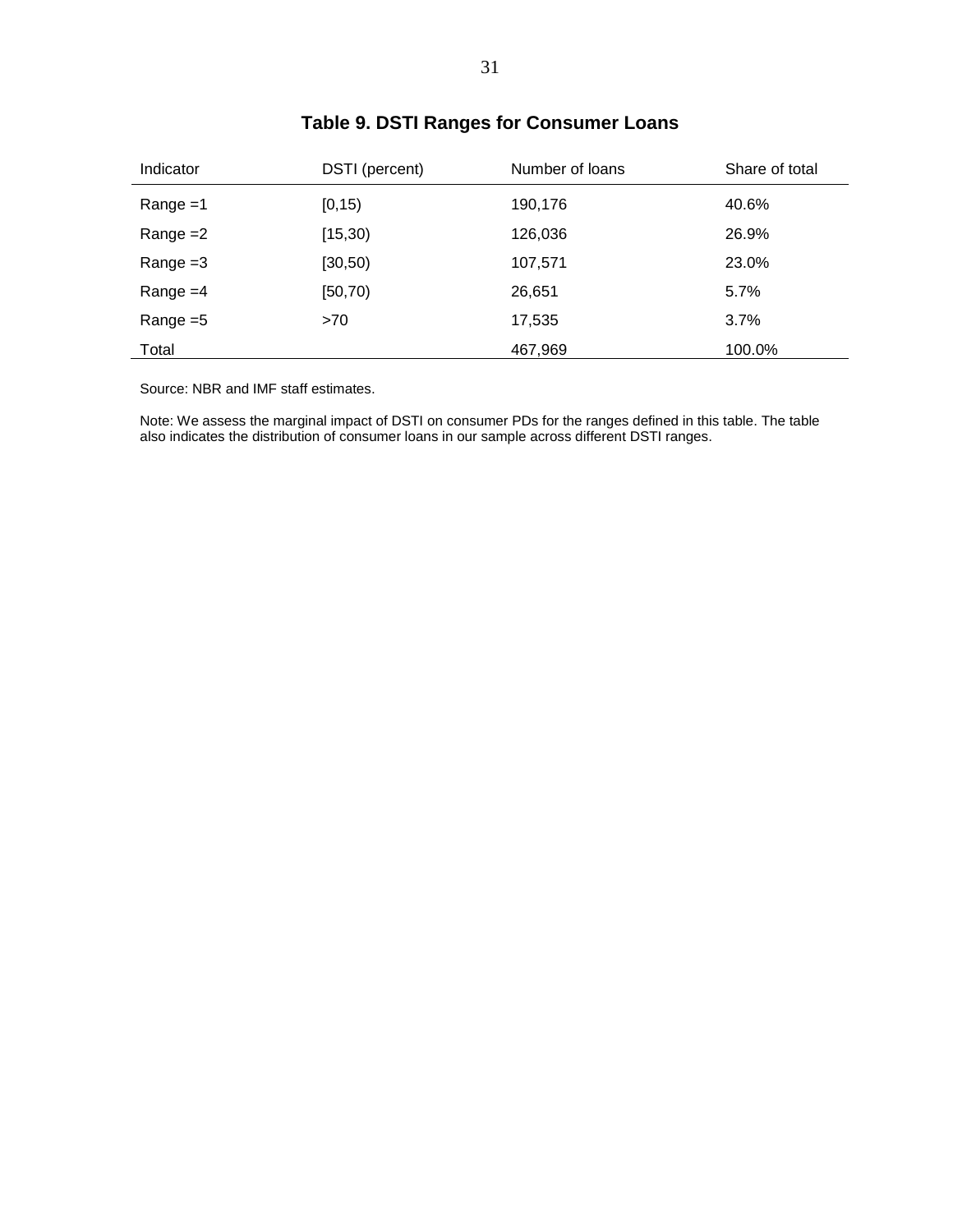## Table 9. DSTI Ranges for Consumer Loans

| Indicator | DSTI (percent) | Number of loans | Share of total |
|---|---|---|---|
| Range =1 | [0,15) | 190,176 | 40.6% |
| Range =2 | [15,30) | 126,036 | 26.9% |
| Range =3 | [30,50) | 107,571 | 23.0% |
| Range =4 | [50,70) | 26,651 | 5.7% |
| Range =5 | >70 | 17,535 | 3.7% |
| Total | | 467,969 | 100.0% |

Source: NBR and IMF staff estimates.

Note: We assess the marginal impact of DSTI on consumer PDs for the ranges defined in this table. The table also indicates the distribution of consumer loans in our sample across different DSTI ranges.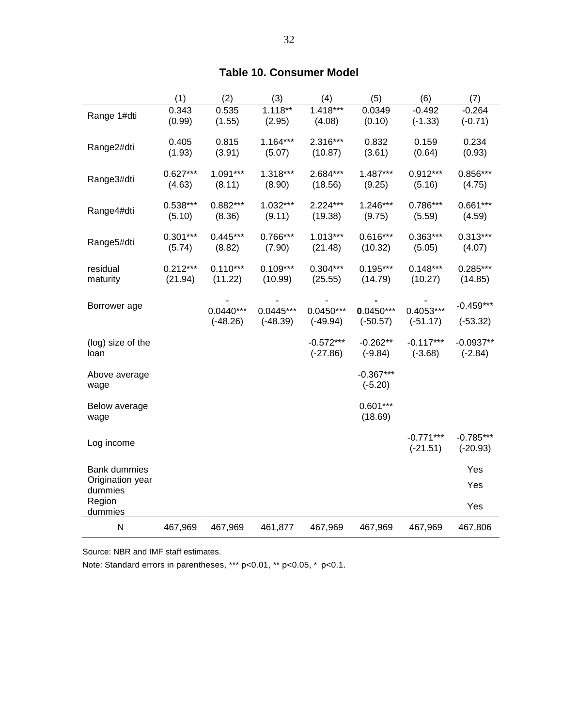**Table 10. Consumer Model**

| | (1) | (2) | (3) | (4) | (5) | (6) | (7) |
|---|---|---|---|---|---|---|---|
| Range 1#dti | 0.343 | 0.535 | 1.118** | 1.418*** | 0.0349 | -0.492 | -0.264 |
| | (0.99) | (1.55) | (2.95) | (4.08) | (0.10) | (-1.33) | (-0.71) |
| Range2#dti | 0.405 | 0.815 | 1.164*** | 2.316*** | 0.832 | 0.159 | 0.234 |
| | (1.93) | (3.91) | (5.07) | (10.87) | (3.61) | (0.64) | (0.93) |
| Range3#dti | 0.627*** | 1.091*** | 1.318*** | 2.684*** | 1.487*** | 0.912*** | 0.856*** |
| | (4.63) | (8.11) | (8.90) | (18.56) | (9.25) | (5.16) | (4.75) |
| Range4#dti | 0.538*** | 0.882*** | 1.032*** | 2.224*** | 1.246*** | 0.786*** | 0.661*** |
| | (5.10) | (8.36) | (9.11) | (19.38) | (9.75) | (5.59) | (4.59) |
| Range5#dti | 0.301*** | 0.445*** | 0.766*** | 1.013*** | 0.616*** | 0.363*** | 0.313*** |
| | (5.74) | (8.82) | (7.90) | (21.48) | (10.32) | (5.05) | (4.07) |
| residual maturity | 0.212*** | 0.110*** | 0.109*** | 0.304*** | 0.195*** | 0.148*** | 0.285*** |
| | (21.94) | (11.22) | (10.99) | (25.55) | (14.79) | (10.27) | (14.85) |
| Borrower age | | -0.0440*** | -0.0445*** | -0.0450*** | **-0**.0450*** | -0.4053*** | -0.459*** |
| | | (-48.26) | (-48.39) | (-49.94) | (-50.57) | (-51.17) | (-53.32) |
| (log) size of the loan | | | | -0.572*** | -0.262** | -0.117*** | -0.0937** |
| | | | | (-27.86) | (-9.84) | (-3.68) | (-2.84) |
| Above average wage | | | | | -0.367*** | | |
| | | | | | (-5.20) | | |
| Below average wage | | | | | 0.601*** | | |
| | | | | | (18.69) | | |
| Log income | | | | | | -0.771*** | -0.785*** |
| | | | | | | (-21.51) | (-20.93) |
| Bank dummies | | | | | | | Yes |
| Origination year dummies | | | | | | | Yes |
| Region dummies | | | | | | | Yes |
| N | 467,969 | 467,969 | 461,877 | 467,969 | 467,969 | 467,969 | 467,806 |

Source: NBR and IMF staff estimates.

Note: Standard errors in parentheses, *** p<0.01, ** p<0.05, * p<0.1.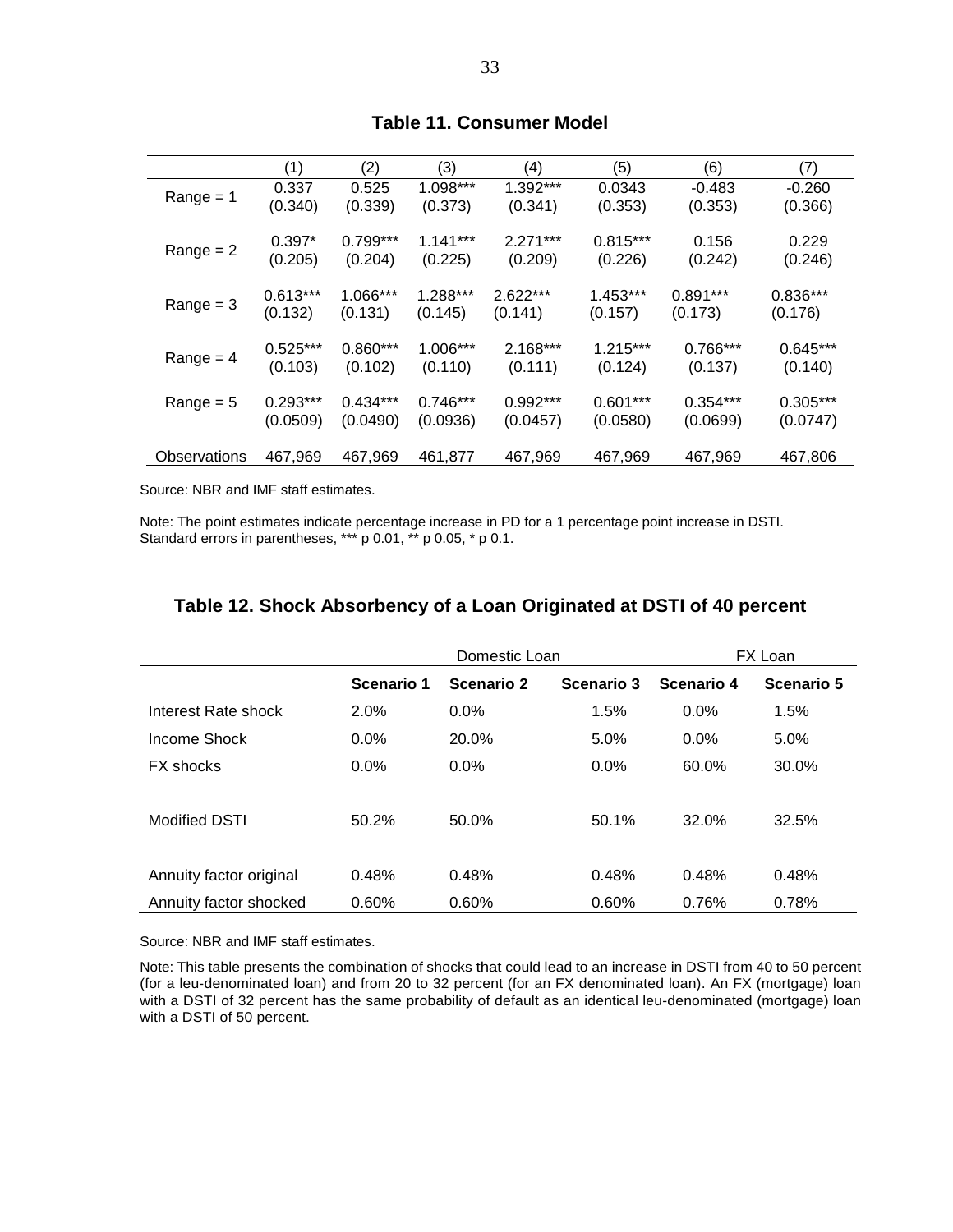**Table 11. Consumer Model**

| | (1) | (2) | (3) | (4) | (5) | (6) | (7) |
|---|---|---|---|---|---|---|---|
| Range = 1 | 0.337<br>(0.340) | 0.525<br>(0.339) | 1.098***<br>(0.373) | 1.392***<br>(0.341) | 0.0343<br>(0.353) | -0.483<br>(0.353) | -0.260<br>(0.366) |
| Range = 2 | 0.397*<br>(0.205) | 0.799***<br>(0.204) | 1.141***<br>(0.225) | 2.271***<br>(0.209) | 0.815***<br>(0.226) | 0.156<br>(0.242) | 0.229<br>(0.246) |
| Range = 3 | 0.613***<br>(0.132) | 1.066***<br>(0.131) | 1.288***<br>(0.145) | 2.622***<br>(0.141) | 1.453***<br>(0.157) | 0.891***<br>(0.173) | 0.836***<br>(0.176) |
| Range = 4 | 0.525***<br>(0.103) | 0.860***<br>(0.102) | 1.006***<br>(0.110) | 2.168***<br>(0.111) | 1.215***<br>(0.124) | 0.766***<br>(0.137) | 0.645***<br>(0.140) |
| Range = 5 | 0.293***<br>(0.0509) | 0.434***<br>(0.0490) | 0.746***<br>(0.0936) | 0.992***<br>(0.0457) | 0.601***<br>(0.0580) | 0.354***<br>(0.0699) | 0.305***<br>(0.0747) |
| Observations | 467,969 | 467,969 | 461,877 | 467,969 | 467,969 | 467,969 | 467,806 |

Source: NBR and IMF staff estimates.

Note: The point estimates indicate percentage increase in PD for a 1 percentage point increase in DSTI. Standard errors in parentheses, *** p 0.01, ** p 0.05, * p 0.1.

**Table 12. Shock Absorbency of a Loan Originated at DSTI of 40 percent**

| | Domestic Loan | | | FX Loan | |
|---|---|---|---|---|---|
| | **Scenario 1** | **Scenario 2** | **Scenario 3** | **Scenario 4** | **Scenario 5** |
| Interest Rate shock | 2.0% | 0.0% | 1.5% | 0.0% | 1.5% |
| Income Shock | 0.0% | 20.0% | 5.0% | 0.0% | 5.0% |
| FX shocks | 0.0% | 0.0% | 0.0% | 60.0% | 30.0% |
| Modified DSTI | 50.2% | 50.0% | 50.1% | 32.0% | 32.5% |
| Annuity factor original | 0.48% | 0.48% | 0.48% | 0.48% | 0.48% |
| Annuity factor shocked | 0.60% | 0.60% | 0.60% | 0.76% | 0.78% |

Source: NBR and IMF staff estimates.

Note: This table presents the combination of shocks that could lead to an increase in DSTI from 40 to 50 percent (for a leu-denominated loan) and from 20 to 32 percent (for an FX denominated loan). An FX (mortgage) loan with a DSTI of 32 percent has the same probability of default as an identical leu-denominated (mortgage) loan with a DSTI of 50 percent.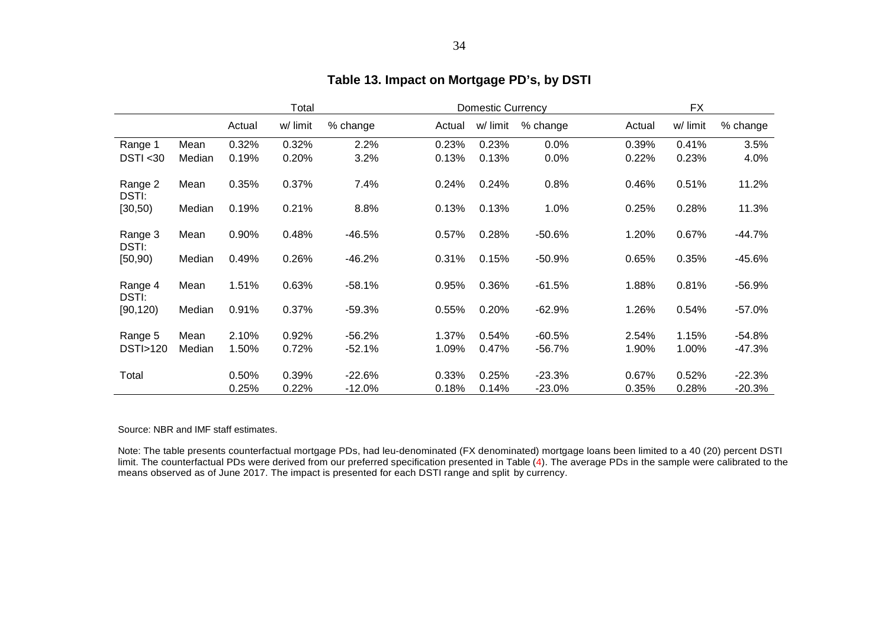### Table 13. Impact on Mortgage PD's, by DSTI

| | | Total | | | Domestic Currency | | | FX | | |
|---|---|---|---|---|---|---|---|---|---|---|
| | | Actual | w/ limit | % change | Actual | w/ limit | % change | Actual | w/ limit | % change |
| Range 1 | Mean | 0.32% | 0.32% | 2.2% | 0.23% | 0.23% | 0.0% | 0.39% | 0.41% | 3.5% |
| DSTI <30 | Median | 0.19% | 0.20% | 3.2% | 0.13% | 0.13% | 0.0% | 0.22% | 0.23% | 4.0% |
| Range 2 DSTI: | Mean | 0.35% | 0.37% | 7.4% | 0.24% | 0.24% | 0.8% | 0.46% | 0.51% | 11.2% |
| [30,50) | Median | 0.19% | 0.21% | 8.8% | 0.13% | 0.13% | 1.0% | 0.25% | 0.28% | 11.3% |
| Range 3 DSTI: | Mean | 0.90% | 0.48% | -46.5% | 0.57% | 0.28% | -50.6% | 1.20% | 0.67% | -44.7% |
| [50,90) | Median | 0.49% | 0.26% | -46.2% | 0.31% | 0.15% | -50.9% | 0.65% | 0.35% | -45.6% |
| Range 4 DSTI: | Mean | 1.51% | 0.63% | -58.1% | 0.95% | 0.36% | -61.5% | 1.88% | 0.81% | -56.9% |
| [90,120) | Median | 0.91% | 0.37% | -59.3% | 0.55% | 0.20% | -62.9% | 1.26% | 0.54% | -57.0% |
| Range 5 | Mean | 2.10% | 0.92% | -56.2% | 1.37% | 0.54% | -60.5% | 2.54% | 1.15% | -54.8% |
| DSTI>120 | Median | 1.50% | 0.72% | -52.1% | 1.09% | 0.47% | -56.7% | 1.90% | 1.00% | -47.3% |
| Total | | 0.50% | 0.39% | -22.6% | 0.33% | 0.25% | -23.3% | 0.67% | 0.52% | -22.3% |
| | | 0.25% | 0.22% | -12.0% | 0.18% | 0.14% | -23.0% | 0.35% | 0.28% | -20.3% |

Source: NBR and IMF staff estimates.

Note: The table presents counterfactual mortgage PDs, had leu-denominated (FX denominated) mortgage loans been limited to a 40 (20) percent DSTI limit. The counterfactual PDs were derived from our preferred specification presented in Table (4). The average PDs in the sample were calibrated to the means observed as of June 2017. The impact is presented for each DSTI range and split by currency.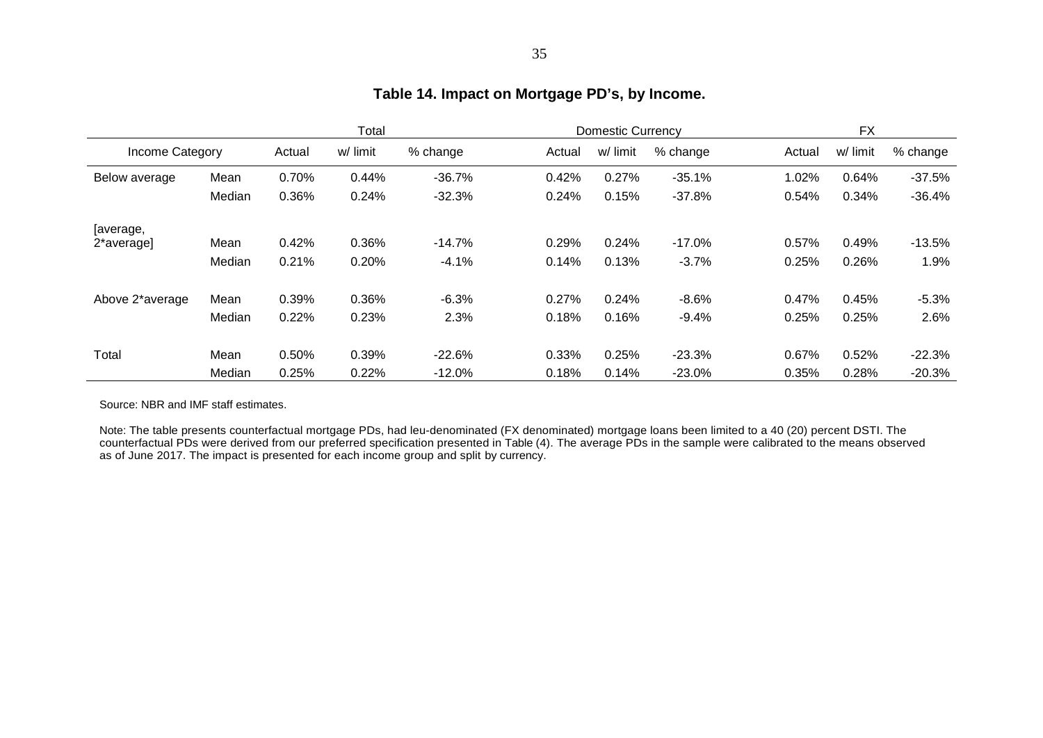**Table 14. Impact on Mortgage PD's, by Income.**

| Income Category | | Total | | | Domestic Currency | | | FX | | |
|---|---|---|---|---|---|---|---|---|---|---|
| | | Actual | w/ limit | % change | Actual | w/ limit | % change | Actual | w/ limit | % change |
| Below average | Mean | 0.70% | 0.44% | -36.7% | 0.42% | 0.27% | -35.1% | 1.02% | 0.64% | -37.5% |
| | Median | 0.36% | 0.24% | -32.3% | 0.24% | 0.15% | -37.8% | 0.54% | 0.34% | -36.4% |
| [average, 2*average] | Mean | 0.42% | 0.36% | -14.7% | 0.29% | 0.24% | -17.0% | 0.57% | 0.49% | -13.5% |
| | Median | 0.21% | 0.20% | -4.1% | 0.14% | 0.13% | -3.7% | 0.25% | 0.26% | 1.9% |
| Above 2*average | Mean | 0.39% | 0.36% | -6.3% | 0.27% | 0.24% | -8.6% | 0.47% | 0.45% | -5.3% |
| | Median | 0.22% | 0.23% | 2.3% | 0.18% | 0.16% | -9.4% | 0.25% | 0.25% | 2.6% |
| Total | Mean | 0.50% | 0.39% | -22.6% | 0.33% | 0.25% | -23.3% | 0.67% | 0.52% | -22.3% |
| | Median | 0.25% | 0.22% | -12.0% | 0.18% | 0.14% | -23.0% | 0.35% | 0.28% | -20.3% |

Source: NBR and IMF staff estimates.

Note: The table presents counterfactual mortgage PDs, had leu-denominated (FX denominated) mortgage loans been limited to a 40 (20) percent DSTI. The counterfactual PDs were derived from our preferred specification presented in Table (4). The average PDs in the sample were calibrated to the means observed as of June 2017. The impact is presented for each income group and split by currency.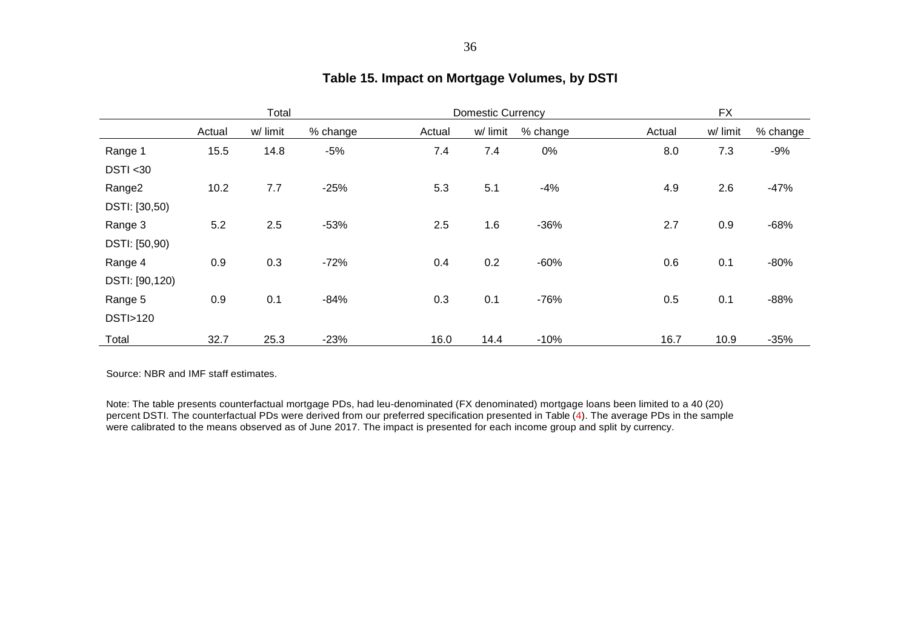### Table 15. Impact on Mortgage Volumes, by DSTI

| | Total | | | Domestic Currency | | | FX | | |
|---|---|---|---|---|---|---|---|---|---|
| | Actual | w/ limit | % change | Actual | w/ limit | % change | Actual | w/ limit | % change |
| Range 1<br>DSTI <30 | 15.5 | 14.8 | -5% | 7.4 | 7.4 | 0% | 8.0 | 7.3 | -9% |
| Range2<br>DSTI: [30,50) | 10.2 | 7.7 | -25% | 5.3 | 5.1 | -4% | 4.9 | 2.6 | -47% |
| Range 3<br>DSTI: [50,90) | 5.2 | 2.5 | -53% | 2.5 | 1.6 | -36% | 2.7 | 0.9 | -68% |
| Range 4<br>DSTI: [90,120) | 0.9 | 0.3 | -72% | 0.4 | 0.2 | -60% | 0.6 | 0.1 | -80% |
| Range 5<br>DSTI>120 | 0.9 | 0.1 | -84% | 0.3 | 0.1 | -76% | 0.5 | 0.1 | -88% |
| Total | 32.7 | 25.3 | -23% | 16.0 | 14.4 | -10% | 16.7 | 10.9 | -35% |

Source: NBR and IMF staff estimates.

Note: The table presents counterfactual mortgage PDs, had leu-denominated (FX denominated) mortgage loans been limited to a 40 (20) percent DSTI. The counterfactual PDs were derived from our preferred specification presented in Table (4). The average PDs in the sample were calibrated to the means observed as of June 2017. The impact is presented for each income group and split by currency.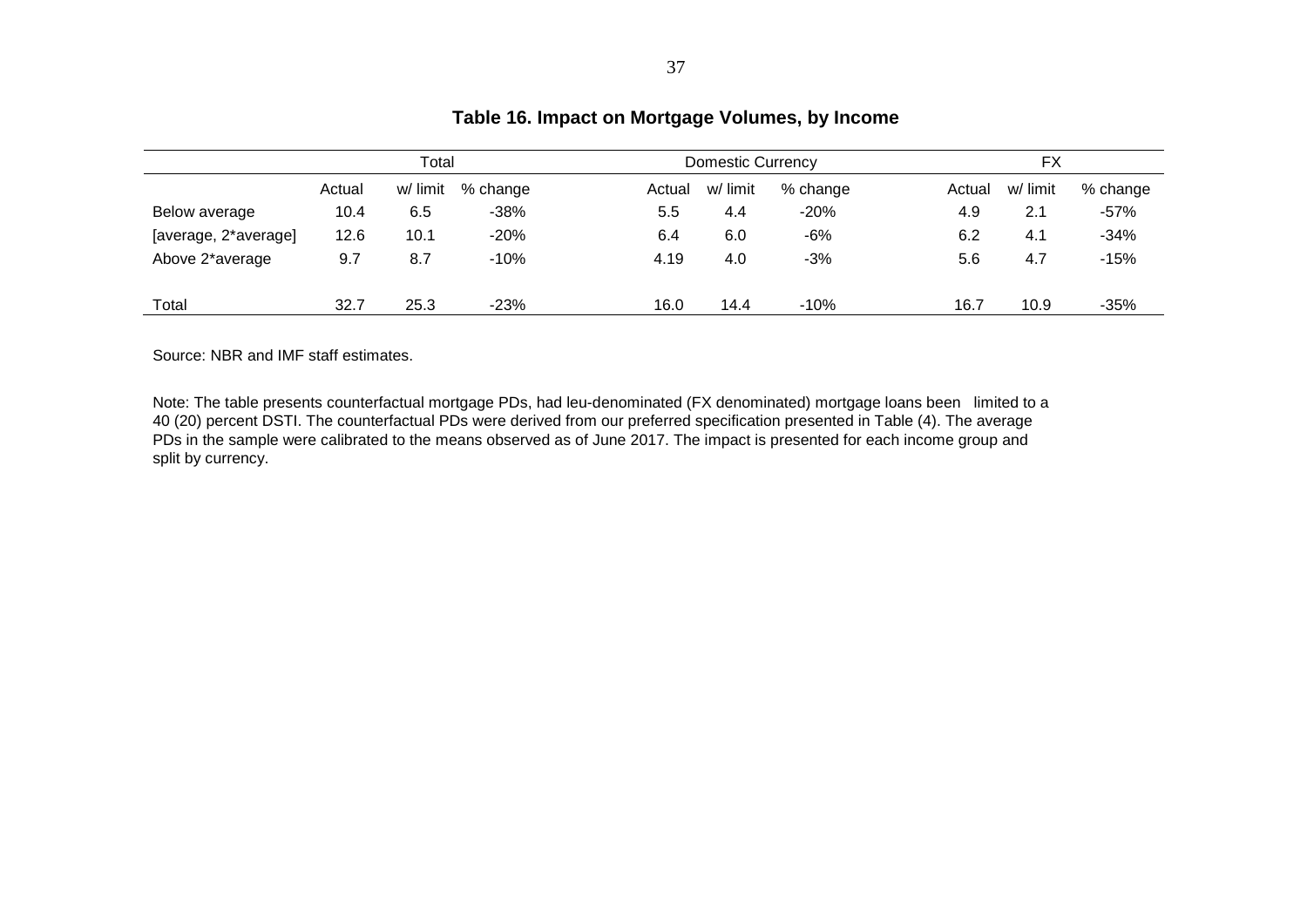## Table 16. Impact on Mortgage Volumes, by Income

| | Total | | | Domestic Currency | | | FX | | |
|---|---|---|---|---|---|---|---|---|---|
| | Actual | w/ limit | % change | Actual | w/ limit | % change | Actual | w/ limit | % change |
| Below average | 10.4 | 6.5 | -38% | 5.5 | 4.4 | -20% | 4.9 | 2.1 | -57% |
| [average, 2*average] | 12.6 | 10.1 | -20% | 6.4 | 6.0 | -6% | 6.2 | 4.1 | -34% |
| Above 2*average | 9.7 | 8.7 | -10% | 4.19 | 4.0 | -3% | 5.6 | 4.7 | -15% |
| Total | 32.7 | 25.3 | -23% | 16.0 | 14.4 | -10% | 16.7 | 10.9 | -35% |

Source: NBR and IMF staff estimates.

Note: The table presents counterfactual mortgage PDs, had leu-denominated (FX denominated) mortgage loans been limited to a 40 (20) percent DSTI. The counterfactual PDs were derived from our preferred specification presented in Table (4). The average PDs in the sample were calibrated to the means observed as of June 2017. The impact is presented for each income group and split by currency.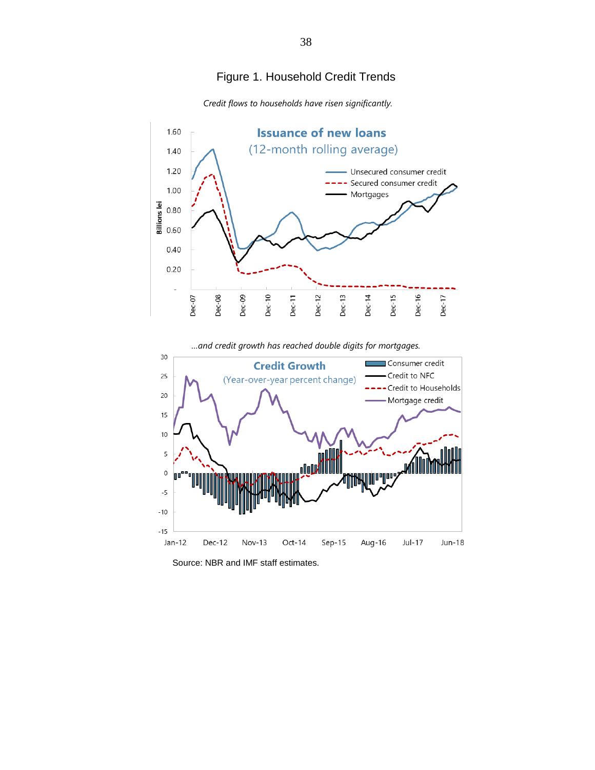# Figure 1. Household Credit Trends

*Credit flows to households have risen significantly.*

*...and credit growth has reached double digits for mortgages.*

Source: NBR and IMF staff estimates.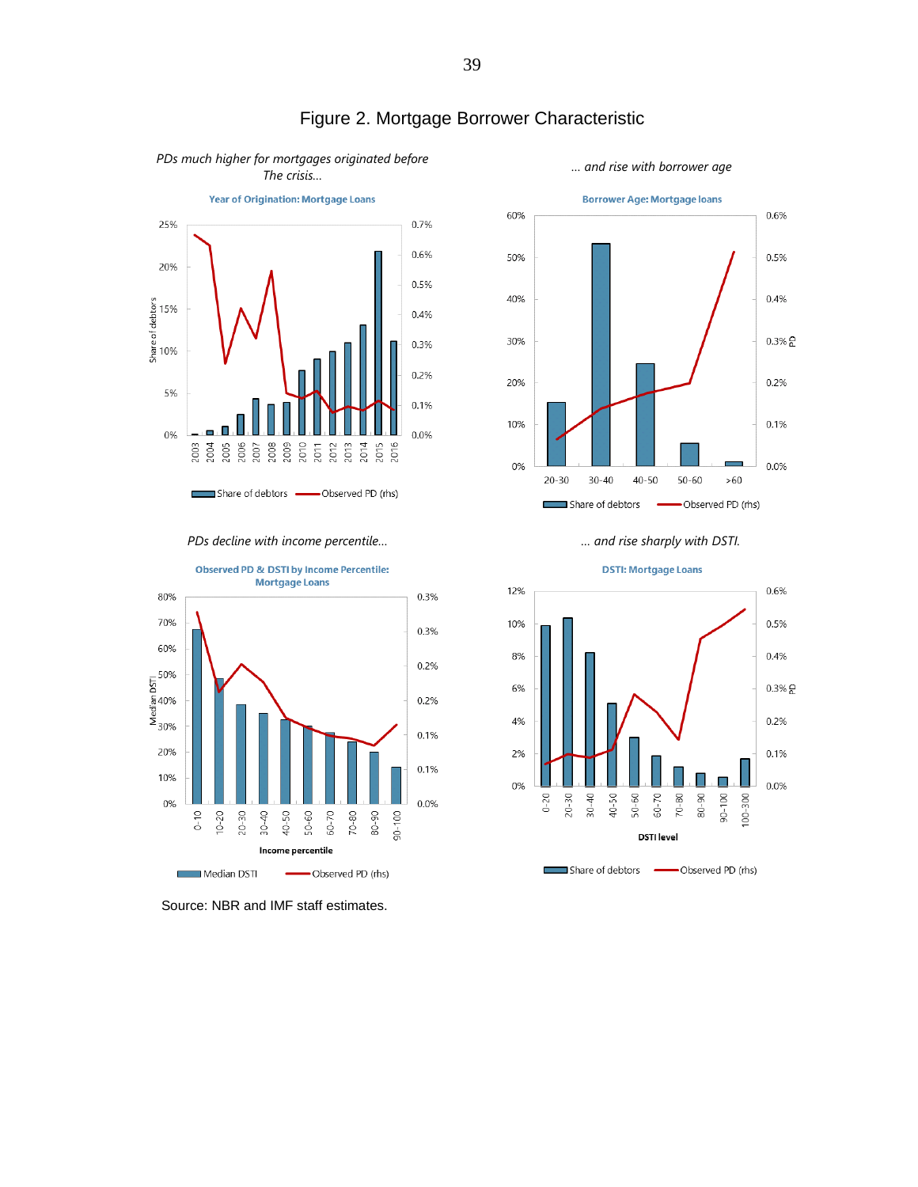# Figure 2. Mortgage Borrower Characteristic

*PDs much higher for mortgages originated before The crisis…*

**Year of Origination: Mortgage Loans**

*… and rise with borrower age*

**Borrower Age: Mortgage loans**

*PDs decline with income percentile…*

**Observed PD & DSTI by Income Percentile: Mortgage Loans**

*… and rise sharply with DSTI.*

**DSTI: Mortgage Loans**

Source: NBR and IMF staff estimates.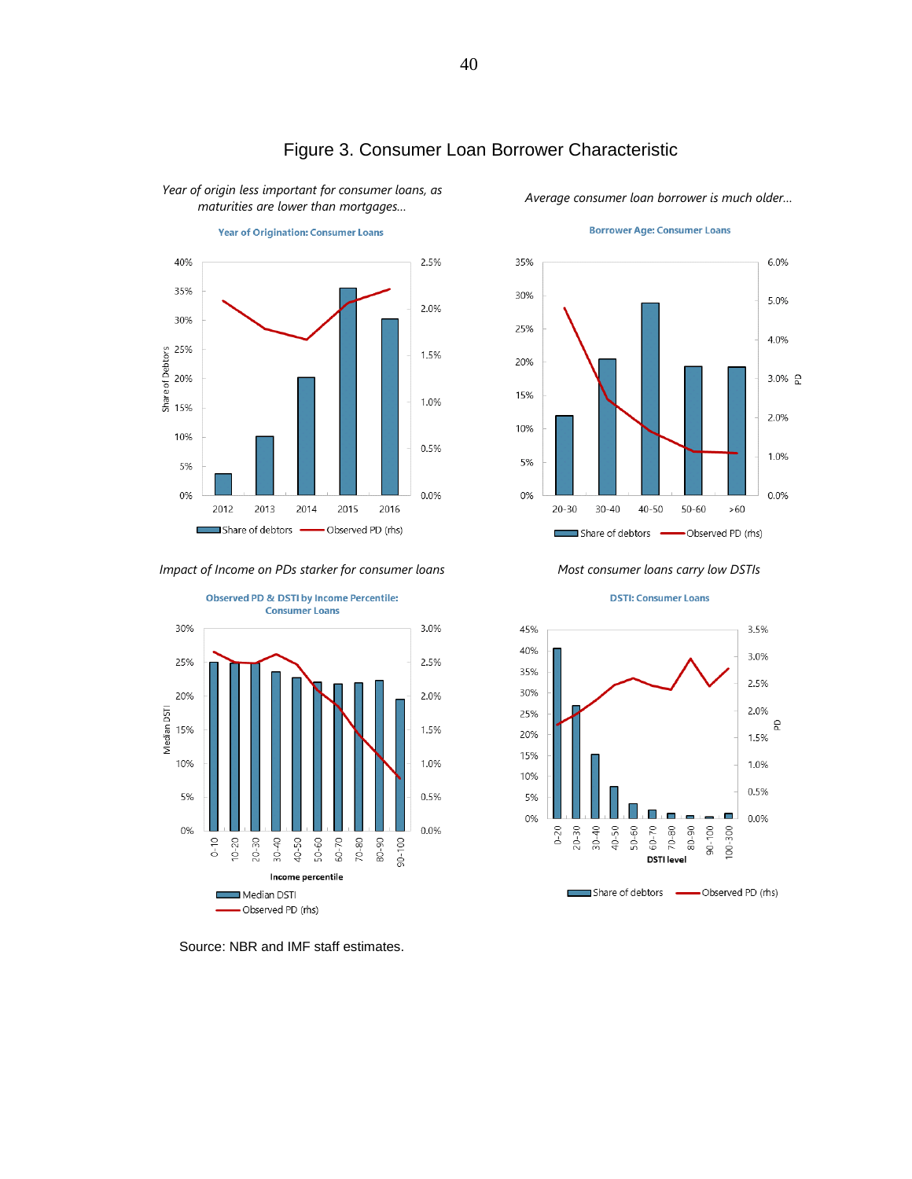# Figure 3. Consumer Loan Borrower Characteristic

*Year of origin less important for consumer loans, as maturities are lower than mortgages…*

**Year of Origination: Consumer Loans**

*Average consumer loan borrower is much older…*

**Borrower Age: Consumer Loans**

*Impact of Income on PDs starker for consumer loans*

**Observed PD & DSTI by Income Percentile: Consumer Loans**

*Most consumer loans carry low DSTIs*

**DSTI: Consumer Loans**

Source: NBR and IMF staff estimates.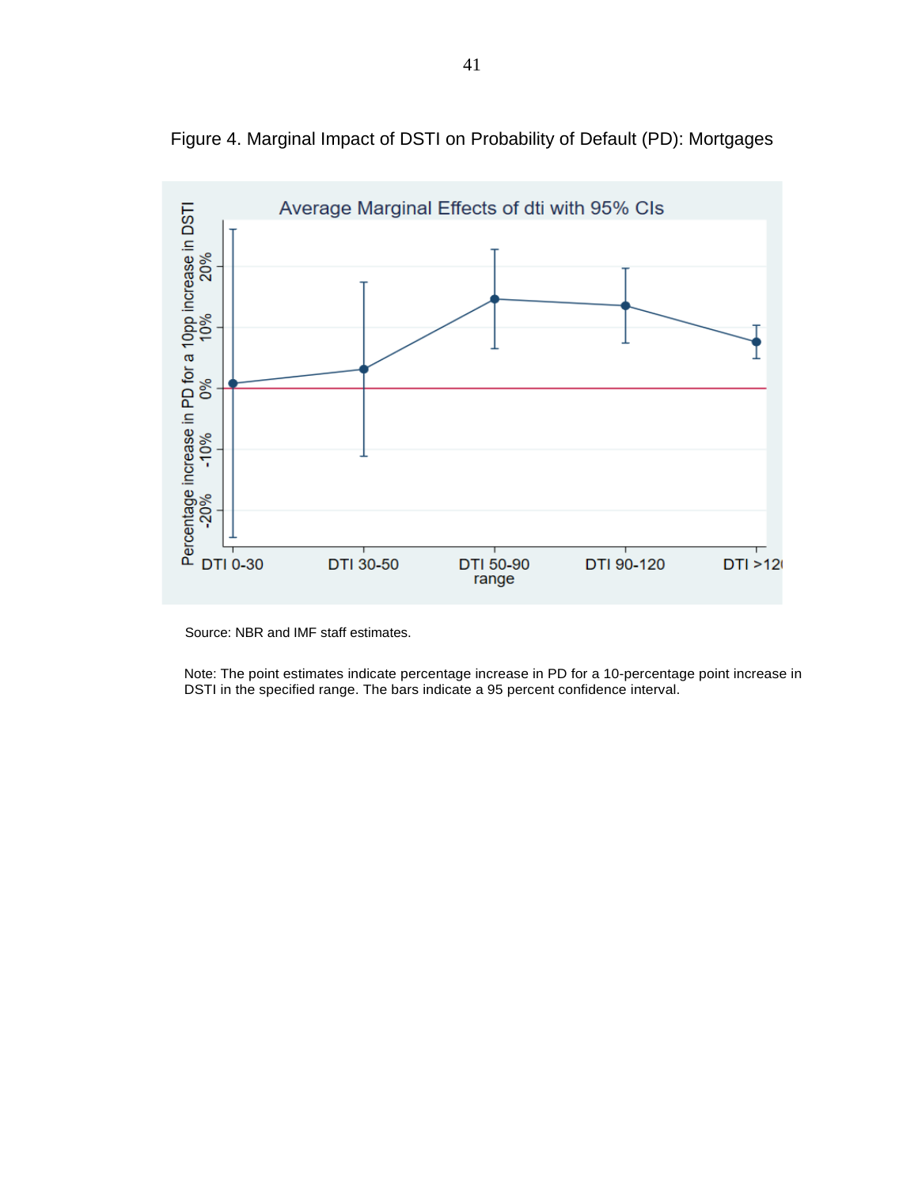Figure 4. Marginal Impact of DSTI on Probability of Default (PD): Mortgages

Source: NBR and IMF staff estimates.

Note: The point estimates indicate percentage increase in PD for a 10-percentage point increase in DSTI in the specified range. The bars indicate a 95 percent confidence interval.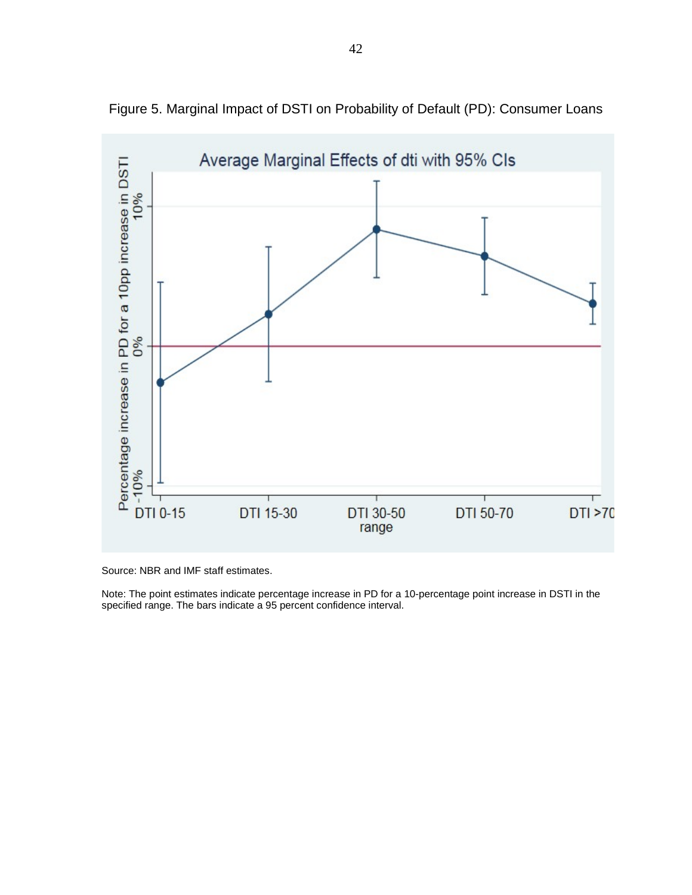Figure 5. Marginal Impact of DSTI on Probability of Default (PD): Consumer Loans

Source: NBR and IMF staff estimates.

Note: The point estimates indicate percentage increase in PD for a 10-percentage point increase in DSTI in the specified range. The bars indicate a 95 percent confidence interval.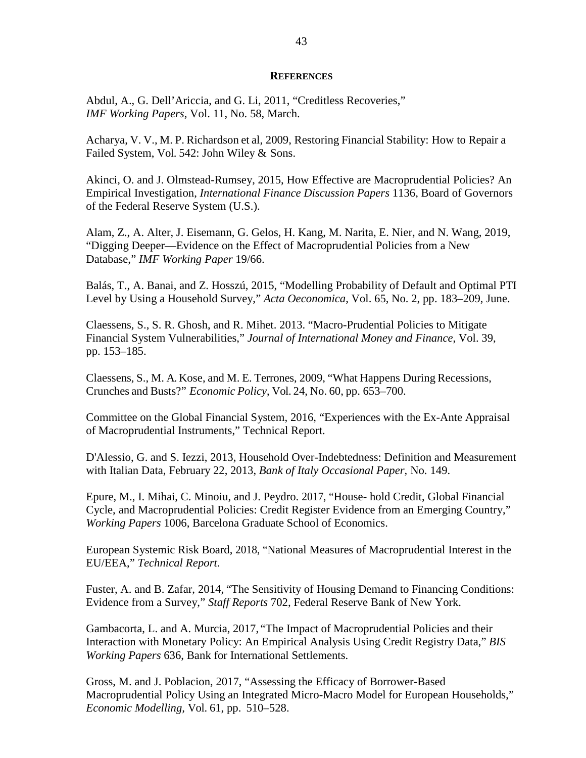## References

Abdul, A., G. Dell'Ariccia, and G. Li, 2011, "Creditless Recoveries," *IMF Working Papers*, Vol. 11, No. 58, March.

Acharya, V. V., M. P. Richardson et al, 2009, Restoring Financial Stability: How to Repair a Failed System, Vol. 542: John Wiley & Sons.

Akinci, O. and J. Olmstead-Rumsey, 2015, How Effective are Macroprudential Policies? An Empirical Investigation, *International Finance Discussion Papers* 1136, Board of Governors of the Federal Reserve System (U.S.).

Alam, Z., A. Alter, J. Eisemann, G. Gelos, H. Kang, M. Narita, E. Nier, and N. Wang, 2019, "Digging Deeper—Evidence on the Effect of Macroprudential Policies from a New Database," *IMF Working Paper* 19/66.

Balás, T., A. Banai, and Z. Hosszú, 2015, "Modelling Probability of Default and Optimal PTI Level by Using a Household Survey," *Acta Oeconomica*, Vol. 65, No. 2, pp. 183–209, June.

Claessens, S., S. R. Ghosh, and R. Mihet. 2013. "Macro-Prudential Policies to Mitigate Financial System Vulnerabilities," *Journal of International Money and Finance*, Vol. 39, pp. 153–185.

Claessens, S., M. A. Kose, and M. E. Terrones, 2009, "What Happens During Recessions, Crunches and Busts?" *Economic Policy*, Vol. 24, No. 60, pp. 653–700.

Committee on the Global Financial System, 2016, "Experiences with the Ex-Ante Appraisal of Macroprudential Instruments," Technical Report.

D'Alessio, G. and S. Iezzi, 2013, Household Over-Indebtedness: Definition and Measurement with Italian Data, February 22, 2013, *Bank of Italy Occasional Paper,* No. 149.

Epure, M., I. Mihai, C. Minoiu, and J. Peydro. 2017, "House- hold Credit, Global Financial Cycle, and Macroprudential Policies: Credit Register Evidence from an Emerging Country," *Working Papers* 1006, Barcelona Graduate School of Economics.

European Systemic Risk Board, 2018, "National Measures of Macroprudential Interest in the EU/EEA," *Technical Report.*

Fuster, A. and B. Zafar, 2014, "The Sensitivity of Housing Demand to Financing Conditions: Evidence from a Survey," *Staff Reports* 702, Federal Reserve Bank of New York.

Gambacorta, L. and A. Murcia, 2017, "The Impact of Macroprudential Policies and their Interaction with Monetary Policy: An Empirical Analysis Using Credit Registry Data," *BIS Working Papers* 636, Bank for International Settlements.

Gross, M. and J. Poblacion, 2017, "Assessing the Efficacy of Borrower-Based Macroprudential Policy Using an Integrated Micro-Macro Model for European Households," *Economic Modelling,* Vol. 61, pp. 510–528.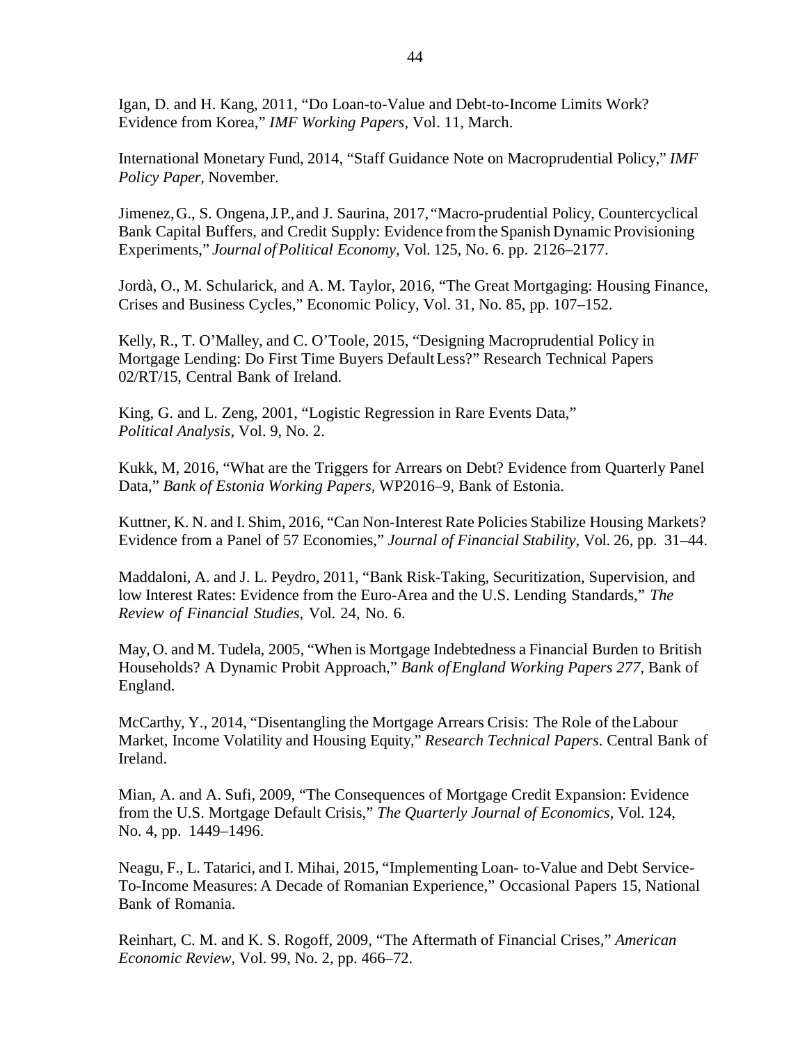Igan, D. and H. Kang, 2011, "Do Loan-to-Value and Debt-to-Income Limits Work? Evidence from Korea," *IMF Working Papers*, Vol. 11, March.

International Monetary Fund, 2014, "Staff Guidance Note on Macroprudential Policy," *IMF Policy Paper*, November.

Jimenez, G., S. Ongena, J.P., and J. Saurina, 2017, "Macro-prudential Policy, Countercyclical Bank Capital Buffers, and Credit Supply: Evidence from the Spanish Dynamic Provisioning Experiments," *Journal of Political Economy*, Vol. 125, No. 6. pp. 2126–2177.

Jordà, O., M. Schularick, and A. M. Taylor, 2016, "The Great Mortgaging: Housing Finance, Crises and Business Cycles," Economic Policy, Vol. 31, No. 85, pp. 107–152.

Kelly, R., T. O'Malley, and C. O'Toole, 2015, "Designing Macroprudential Policy in Mortgage Lending: Do First Time Buyers Default Less?" Research Technical Papers 02/RT/15, Central Bank of Ireland.

King, G. and L. Zeng, 2001, "Logistic Regression in Rare Events Data," *Political Analysis*, Vol. 9, No. 2.

Kukk, M, 2016, "What are the Triggers for Arrears on Debt? Evidence from Quarterly Panel Data," *Bank of Estonia Working Papers*, WP2016–9, Bank of Estonia.

Kuttner, K. N. and I. Shim, 2016, "Can Non-Interest Rate Policies Stabilize Housing Markets? Evidence from a Panel of 57 Economies," *Journal of Financial Stability*, Vol. 26, pp. 31–44.

Maddaloni, A. and J. L. Peydro, 2011, "Bank Risk-Taking, Securitization, Supervision, and low Interest Rates: Evidence from the Euro-Area and the U.S. Lending Standards," *The Review of Financial Studies*, Vol. 24, No. 6.

May, O. and M. Tudela, 2005, "When is Mortgage Indebtedness a Financial Burden to British Households? A Dynamic Probit Approach," *Bank of England Working Papers 277*, Bank of England.

McCarthy, Y., 2014, "Disentangling the Mortgage Arrears Crisis: The Role of the Labour Market, Income Volatility and Housing Equity," *Research Technical Papers*. Central Bank of Ireland.

Mian, A. and A. Sufi, 2009, "The Consequences of Mortgage Credit Expansion: Evidence from the U.S. Mortgage Default Crisis," *The Quarterly Journal of Economics*, Vol. 124, No. 4, pp. 1449–1496.

Neagu, F., L. Tatarici, and I. Mihai, 2015, "Implementing Loan- to-Value and Debt Service-To-Income Measures: A Decade of Romanian Experience," Occasional Papers 15, National Bank of Romania.

Reinhart, C. M. and K. S. Rogoff, 2009, "The Aftermath of Financial Crises," *American Economic Review*, Vol. 99, No. 2, pp. 466–72.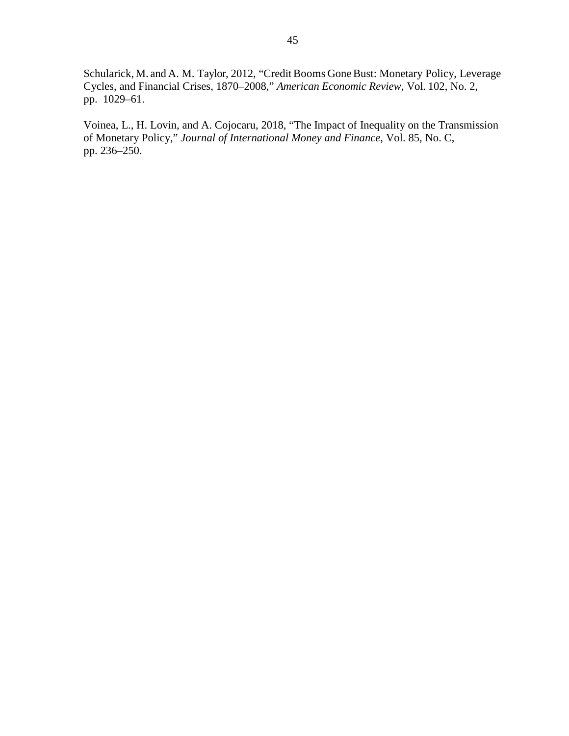Schularick, M. and A. M. Taylor, 2012, "Credit Booms Gone Bust: Monetary Policy, Leverage Cycles, and Financial Crises, 1870–2008," *American Economic Review*, Vol. 102, No. 2, pp. 1029–61.

Voinea, L., H. Lovin, and A. Cojocaru, 2018, "The Impact of Inequality on the Transmission of Monetary Policy," *Journal of International Money and Finance*, Vol. 85, No. C, pp. 236–250.